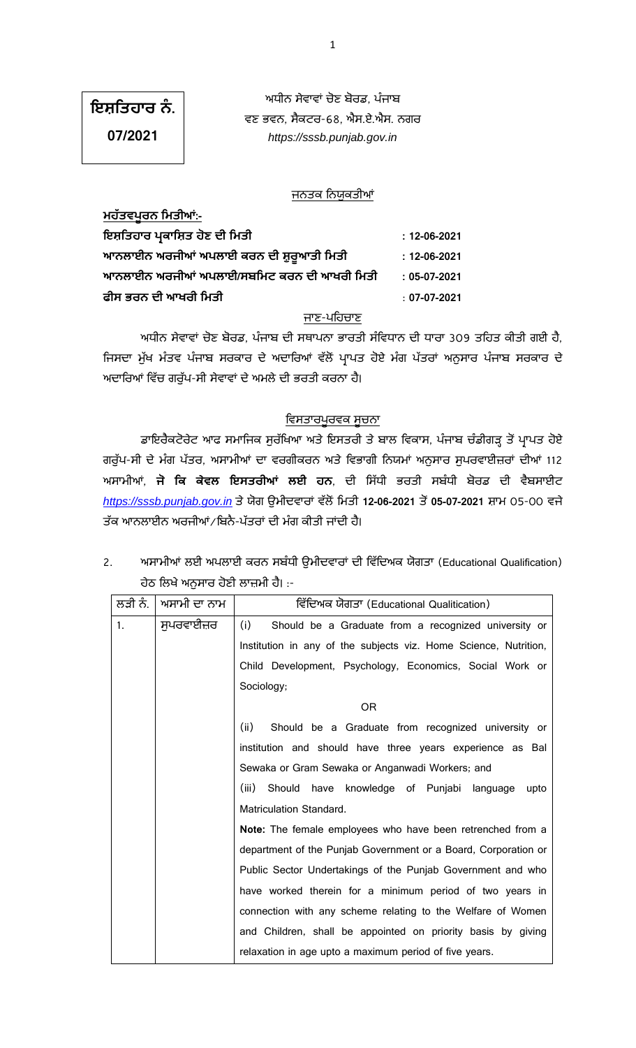**ਇਸ਼ਤਿਹਾਰ ਨੰ.**
**07/2021**

ਅਧੀਨ ਸੇਵਾਵਾਂ ਚੋਣ ਬੋਰਡ, ਪੰਜਾਬ
ਵਣ ਭਵਨ, ਸੈਕਟਰ-68, ਐਸ.ਏ.ਐਸ. ਨਗਰ
*https://sssb.punjab.gov.in*

## ਜਨਤਕ ਨਿਯੁਕਤੀਆਂ

**ਮਹੱਤਵਪੂਰਨ ਮਿਤੀਆਂ:-**

| | |
|---|---|
| **ਇਸ਼ਤਿਹਾਰ ਪ੍ਰਕਾਸ਼ਿਤ ਹੋਣ ਦੀ ਮਿਤੀ** | **: 12-06-2021** |
| **ਆਨਲਾਈਨ ਅਰਜੀਆਂ ਅਪਲਾਈ ਕਰਨ ਦੀ ਸ਼ੁਰੂਆਤੀ ਮਿਤੀ** | **: 12-06-2021** |
| **ਆਨਲਾਈਨ ਅਰਜੀਆਂ ਅਪਲਾਈ/ਸਬਮਿਟ ਕਰਨ ਦੀ ਆਖਰੀ ਮਿਤੀ** | **: 05-07-2021** |
| **ਫੀਸ ਭਰਨ ਦੀ ਆਖਰੀ ਮਿਤੀ** | **: 07-07-2021** |

### ਜਾਣ-ਪਹਿਚਾਣ

ਅਧੀਨ ਸੇਵਾਵਾਂ ਚੋਣ ਬੋਰਡ, ਪੰਜਾਬ ਦੀ ਸਥਾਪਨਾ ਭਾਰਤੀ ਸੰਵਿਧਾਨ ਦੀ ਧਾਰਾ 309 ਤਹਿਤ ਕੀਤੀ ਗਈ ਹੈ, ਜਿਸਦਾ ਮੁੱਖ ਮੰਤਵ ਪੰਜਾਬ ਸਰਕਾਰ ਦੇ ਅਦਾਰਿਆਂ ਵੱਲੋਂ ਪ੍ਰਾਪਤ ਹੋਏ ਮੰਗ ਪੱਤਰਾਂ ਅਨੁਸਾਰ ਪੰਜਾਬ ਸਰਕਾਰ ਦੇ ਅਦਾਰਿਆਂ ਵਿੱਚ ਗਰੁੱਪ-ਸੀ ਸੇਵਾਵਾਂ ਦੇ ਅਮਲੇ ਦੀ ਭਰਤੀ ਕਰਨਾ ਹੈ।

### ਵਿਸਤਾਰਪੂਰਵਕ ਸੂਚਨਾ

ਡਾਇਰੈਕਟੋਰੇਟ ਆਫ ਸਮਾਜਿਕ ਸੁਰੱਖਿਆ ਅਤੇ ਇਸਤਰੀ ਤੇ ਬਾਲ ਵਿਕਾਸ, ਪੰਜਾਬ ਚੰਡੀਗੜ੍ਹ ਤੋਂ ਪ੍ਰਾਪਤ ਹੋਏ ਗਰੁੱਪ-ਸੀ ਦੇ ਮੰਗ ਪੱਤਰ, ਅਸਾਮੀਆਂ ਦਾ ਵਰਗੀਕਰਨ ਅਤੇ ਵਿਭਾਗੀ ਨਿਯਮਾਂ ਅਨੁਸਾਰ ਸੁਪਰਵਾਈਜ਼ਰਾਂ ਦੀਆਂ 112 ਅਸਾਮੀਆਂ, **ਜੋ ਕਿ ਕੇਵਲ ਇਸਤਰੀਆਂ ਲਈ ਹਨ**, ਦੀ ਸਿੱਧੀ ਭਰਤੀ ਸਬੰਧੀ ਬੋਰਡ ਦੀ ਵੈਬਸਾਈਟ *https://sssb.punjab.gov.in* ਤੇ ਯੋਗ ਉਮੀਦਵਾਰਾਂ ਵੱਲੋਂ ਮਿਤੀ **12-06-2021** ਤੋਂ **05-07-2021** ਸ਼ਾਮ 05-00 ਵਜੇ ਤੱਕ ਆਨਲਾਈਨ ਅਰਜੀਆਂ/ਬਿਨੈ-ਪੱਤਰਾਂ ਦੀ ਮੰਗ ਕੀਤੀ ਜਾਂਦੀ ਹੈ।

2. ਅਸਾਮੀਆਂ ਲਈ ਅਪਲਾਈ ਕਰਨ ਸਬੰਧੀ ਉਮੀਦਵਾਰਾਂ ਦੀ ਵਿੱਦਿਅਕ ਯੋਗਤਾ (Educational Qualification) ਹੇਠ ਲਿਖੇ ਅਨੁਸਾਰ ਹੋਣੀ ਲਾਜ਼ਮੀ ਹੈ। :-

| ਲੜੀ ਨੰ. | ਅਸਾਮੀ ਦਾ ਨਾਮ | ਵਿੱਦਿਅਕ ਯੋਗਤਾ (Educational Qualitication) |
|---|---|---|
| 1. | ਸੁਪਰਵਾਈਜ਼ਰ | (i) Should be a Graduate from a recognized university or Institution in any of the subjects viz. Home Science, Nutrition, Child Development, Psychology, Economics, Social Work or Sociology;<br>OR<br>(ii) Should be a Graduate from recognized university or institution and should have three years experience as Bal Sewaka or Gram Sewaka or Anganwadi Workers; and<br>(iii) Should have knowledge of Punjabi language upto Matriculation Standard.<br>**Note:** The female employees who have been retrenched from a department of the Punjab Government or a Board, Corporation or Public Sector Undertakings of the Punjab Government and who have worked therein for a minimum period of two years in connection with any scheme relating to the Welfare of Women and Children, shall be appointed on priority basis by giving relaxation in age upto a maximum period of five years. |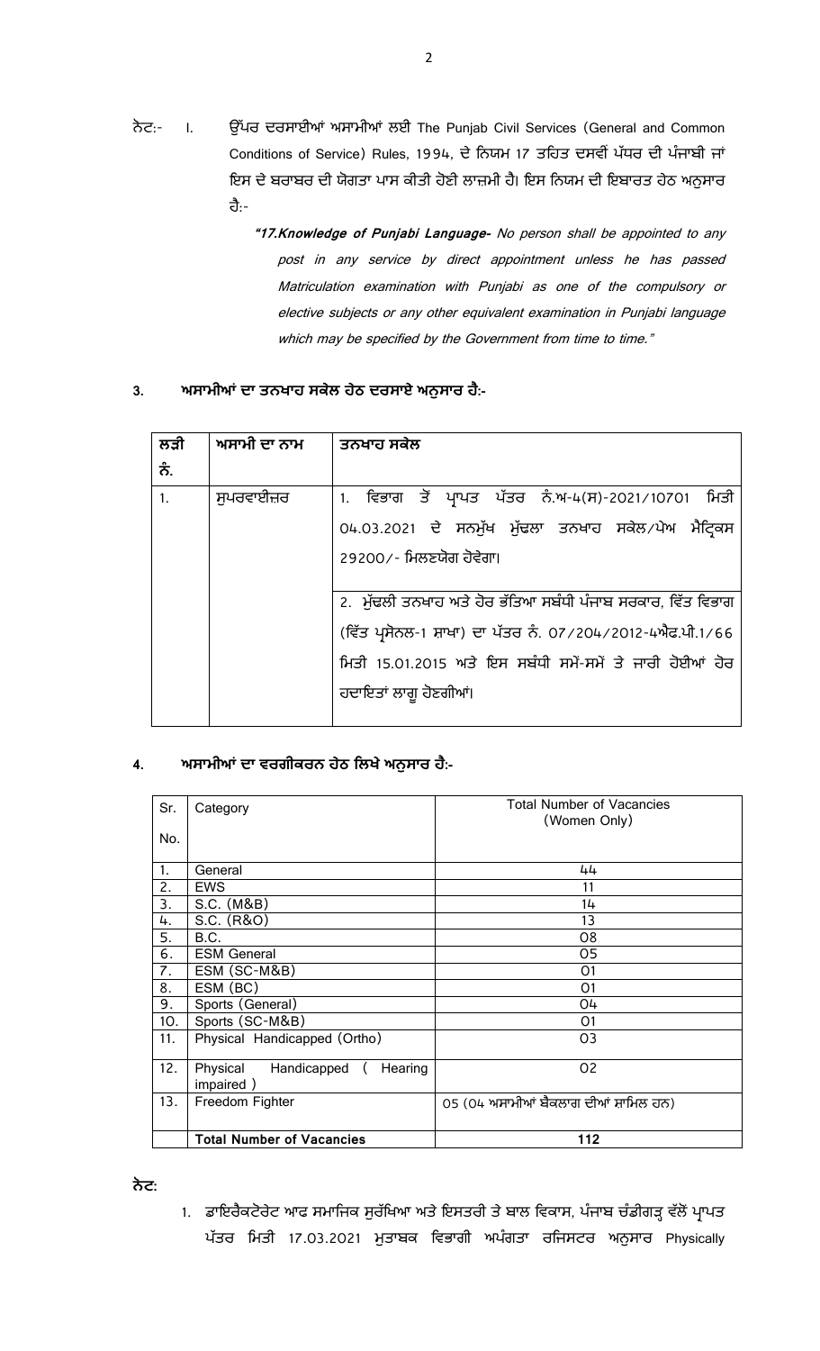ਨੋਟ:- I. ਉੱਪਰ ਦਰਸਾਈਆਂ ਅਸਾਮੀਆਂ ਲਈ The Punjab Civil Services (General and Common Conditions of Service) Rules, 1994, ਦੇ ਨਿਯਮ 17 ਤਹਿਤ ਦਸਵੀਂ ਪੱਧਰ ਦੀ ਪੰਜਾਬੀ ਜਾਂ ਇਸ ਦੇ ਬਰਾਬਰ ਦੀ ਯੋਗਤਾ ਪਾਸ ਕੀਤੀ ਹੋਈ ਲਾਜ਼ਮੀ ਹੈ। ਇਸ ਨਿਯਮ ਦੀ ਇਬਾਰਤ ਹੇਠ ਅਨੁਸਾਰ ਹੈ:-

> ***"17.Knowledge of Punjabi Language-*** *No person shall be appointed to any post in any service by direct appointment unless he has passed Matriculation examination with Punjabi as one of the compulsory or elective subjects or any other equivalent examination in Punjabi language which may be specified by the Government from time to time."*

**3. ਅਸਾਮੀਆਂ ਦਾ ਤਨਖਾਹ ਸਕੇਲ ਹੇਠ ਦਰਸਾਏ ਅਨੁਸਾਰ ਹੈ:-**

| ਲੜੀ ਨੰ. | ਅਸਾਮੀ ਦਾ ਨਾਮ | ਤਨਖਾਹ ਸਕੇਲ |
|---|---|---|
| 1. | ਸੁਪਰਵਾਈਜ਼ਰ | 1. ਵਿਭਾਗ ਤੋਂ ਪ੍ਰਾਪਤ ਪੱਤਰ ਨੰ.ਅ-4(ਸ)-2021/10701 ਮਿਤੀ 04.03.2021 ਦੇ ਸਨਮੁੱਖ ਮੁੱਢਲਾ ਤਨਖਾਹ ਸਕੇਲ/ਪੇਅ ਮੈਟ੍ਰਿਕਸ 29200/- ਮਿਲਣਯੋਗ ਹੋਵੇਗਾ।<br><br>2. ਮੁੱਢਲੀ ਤਨਖਾਹ ਅਤੇ ਹੋਰ ਭੱਤਿਆ ਸਬੰਧੀ ਪੰਜਾਬ ਸਰਕਾਰ, ਵਿੱਤ ਵਿਭਾਗ (ਵਿੱਤ ਪ੍ਰਸੋਨਲ-1 ਸ਼ਾਖਾ) ਦਾ ਪੱਤਰ ਨੰ. 07/204/2012-4ਐਫ.ਪੀ.1/66 ਮਿਤੀ 15.01.2015 ਅਤੇ ਇਸ ਸਬੰਧੀ ਸਮੇਂ-ਸਮੇਂ ਤੇ ਜਾਰੀ ਹੋਈਆਂ ਹੋਰ ਹਦਾਇਤਾਂ ਲਾਗੂ ਹੋਣਗੀਆਂ। |

**4. ਅਸਾਮੀਆਂ ਦਾ ਵਰਗੀਕਰਨ ਹੇਠ ਲਿਖੇ ਅਨੁਸਾਰ ਹੈ:-**

| Sr. No. | Category | Total Number of Vacancies (Women Only) |
|---|---|---|
| 1. | General | 44 |
| 2. | EWS | 11 |
| 3. | S.C. (M&B) | 14 |
| 4. | S.C. (R&O) | 13 |
| 5. | B.C. | 08 |
| 6. | ESM General | 05 |
| 7. | ESM (SC-M&B) | 01 |
| 8. | ESM (BC) | 01 |
| 9. | Sports (General) | 04 |
| 10. | Sports (SC-M&B) | 01 |
| 11. | Physical Handicapped (Ortho) | 03 |
| 12. | Physical Handicapped ( Hearing impaired ) | 02 |
| 13. | Freedom Fighter | 05 (04 ਅਸਾਮੀਆਂ ਬੈਕਲਾਗ ਦੀਆਂ ਸ਼ਾਮਿਲ ਹਨ) |
| | **Total Number of Vacancies** | **112** |

**ਨੋਟ:**

1. ਡਾਇਰੈਕਟੋਰੇਟ ਆਫ ਸਮਾਜਿਕ ਸੁਰੱਖਿਆ ਅਤੇ ਇਸਤਰੀ ਤੇ ਬਾਲ ਵਿਕਾਸ, ਪੰਜਾਬ ਚੰਡੀਗੜ੍ਹ ਵੱਲੋਂ ਪ੍ਰਾਪਤ ਪੱਤਰ ਮਿਤੀ 17.03.2021 ਮੁਤਾਬਕ ਵਿਭਾਗੀ ਅਪੰਗਤਾ ਰਜਿਸਟਰ ਅਨੁਸਾਰ Physically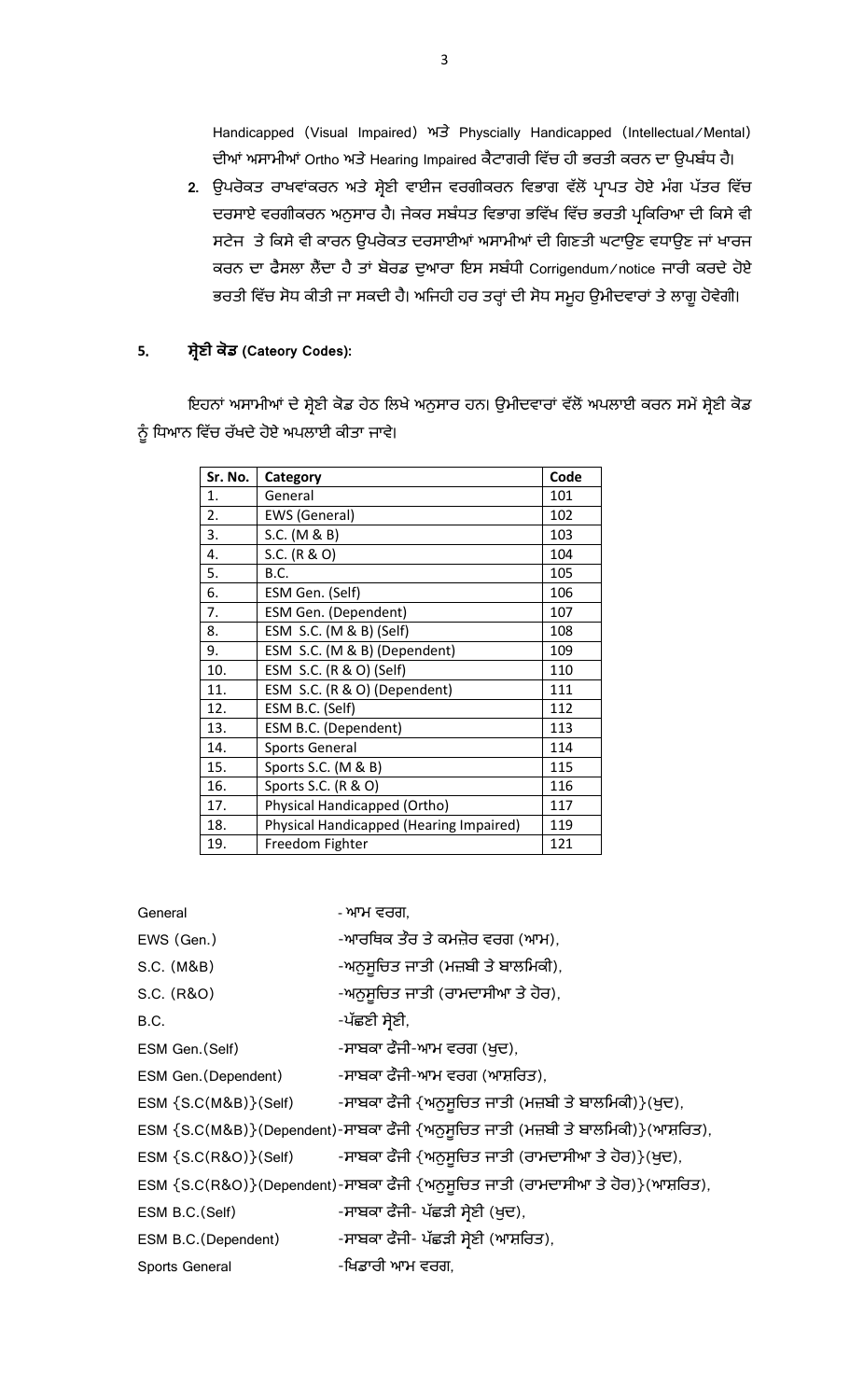Handicapped (Visual Impaired) ਅਤੇ Physcially Handicapped (Intellectual/Mental) ਦੀਆਂ ਅਸਾਮੀਆਂ Ortho ਅਤੇ Hearing Impaired ਕੈਟਾਗਰੀ ਵਿੱਚ ਹੀ ਭਰਤੀ ਕਰਨ ਦਾ ਉਪਬੰਧ ਹੈ।

2. ਉਪਰੋਕਤ ਰਾਖਵਾਂਕਰਨ ਅਤੇ ਸ਼੍ਰੇਣੀ ਵਾਈਜ ਵਰਗੀਕਰਨ ਵਿਭਾਗ ਵੱਲੋਂ ਪ੍ਰਾਪਤ ਹੋਏ ਮੰਗ ਪੱਤਰ ਵਿੱਚ ਦਰਸਾਏ ਵਰਗੀਕਰਨ ਅਨੁਸਾਰ ਹੈ। ਜੇਕਰ ਸਬੰਧਤ ਵਿਭਾਗ ਭਵਿੱਖ ਵਿੱਚ ਭਰਤੀ ਪ੍ਰਕਿਰਿਆ ਦੀ ਕਿਸੇ ਵੀ ਸਟੇਜ ਤੇ ਕਿਸੇ ਵੀ ਕਾਰਨ ਉਪਰੋਕਤ ਦਰਸਾਈਆਂ ਅਸਾਮੀਆਂ ਦੀ ਗਿਣਤੀ ਘਟਾਉਣ ਵਧਾਉਣ ਜਾਂ ਖਾਰਜ ਕਰਨ ਦਾ ਫੈਸਲਾ ਲੈਂਦਾ ਹੈ ਤਾਂ ਬੋਰਡ ਦੁਆਰਾ ਇਸ ਸਬੰਧੀ Corrigendum/notice ਜਾਰੀ ਕਰਦੇ ਹੋਏ ਭਰਤੀ ਵਿੱਚ ਸੋਧ ਕੀਤੀ ਜਾ ਸਕਦੀ ਹੈ। ਅਜਿਹੀ ਹਰ ਤਰ੍ਹਾਂ ਦੀ ਸੋਧ ਸਮੂਹ ਉਮੀਦਵਾਰਾਂ ਤੇ ਲਾਗੂ ਹੋਵੇਗੀ।

## 5. ਸ਼੍ਰੇਣੀ ਕੋਡ (Cateory Codes):

ਇਹਨਾਂ ਅਸਾਮੀਆਂ ਦੇ ਸ਼੍ਰੇਣੀ ਕੋਡ ਹੇਠ ਲਿਖੇ ਅਨੁਸਾਰ ਹਨ। ਉਮੀਦਵਾਰਾਂ ਵੱਲੋਂ ਅਪਲਾਈ ਕਰਨ ਸਮੇਂ ਸ਼੍ਰੇਣੀ ਕੋਡ ਨੂੰ ਧਿਆਨ ਵਿੱਚ ਰੱਖਦੇ ਹੋਏ ਅਪਲਾਈ ਕੀਤਾ ਜਾਵੇ।

| Sr. No. | Category | Code |
|---|---|---|
| 1. | General | 101 |
| 2. | EWS (General) | 102 |
| 3. | S.C. (M & B) | 103 |
| 4. | S.C. (R & O) | 104 |
| 5. | B.C. | 105 |
| 6. | ESM Gen. (Self) | 106 |
| 7. | ESM Gen. (Dependent) | 107 |
| 8. | ESM S.C. (M & B) (Self) | 108 |
| 9. | ESM S.C. (M & B) (Dependent) | 109 |
| 10. | ESM S.C. (R & O) (Self) | 110 |
| 11. | ESM S.C. (R & O) (Dependent) | 111 |
| 12. | ESM B.C. (Self) | 112 |
| 13. | ESM B.C. (Dependent) | 113 |
| 14. | Sports General | 114 |
| 15. | Sports S.C. (M & B) | 115 |
| 16. | Sports S.C. (R & O) | 116 |
| 17. | Physical Handicapped (Ortho) | 117 |
| 18. | Physical Handicapped (Hearing Impaired) | 119 |
| 19. | Freedom Fighter | 121 |

General - ਆਮ ਵਰਗ,
EWS (Gen.) -ਆਰਥਿਕ ਤੌਰ ਤੇ ਕਮਜ਼ੋਰ ਵਰਗ (ਆਮ),
S.C. (M&B) -ਅਨੁਸੂਚਿਤ ਜਾਤੀ (ਮਜ਼ਬੀ ਤੇ ਬਾਲਮਿਕੀ),
S.C. (R&O) -ਅਨੁਸੂਚਿਤ ਜਾਤੀ (ਰਾਮਦਾਸੀਆ ਤੇ ਹੋਰ),
B.C. -ਪੱਛਣੀ ਸ਼੍ਰੇਣੀ,
ESM Gen.(Self) -ਸਾਬਕਾ ਫੌਜੀ-ਆਮ ਵਰਗ (ਖੁਦ),
ESM Gen.(Dependent) -ਸਾਬਕਾ ਫੌਜੀ-ਆਮ ਵਰਗ (ਆਸ਼ਰਿਤ),
ESM {S.C(M&B)}(Self) -ਸਾਬਕਾ ਫੌਜੀ {ਅਨੁਸੂਚਿਤ ਜਾਤੀ (ਮਜ਼ਬੀ ਤੇ ਬਾਲਮਿਕੀ)}(ਖੁਦ),
ESM {S.C(M&B)}(Dependent)-ਸਾਬਕਾ ਫੌਜੀ {ਅਨੁਸੂਚਿਤ ਜਾਤੀ (ਮਜ਼ਬੀ ਤੇ ਬਾਲਮਿਕੀ)}(ਆਸ਼ਰਿਤ),
ESM {S.C(R&O)}(Self) -ਸਾਬਕਾ ਫੌਜੀ {ਅਨੁਸੂਚਿਤ ਜਾਤੀ (ਰਾਮਦਾਸੀਆ ਤੇ ਹੋਰ)}(ਖੁਦ),
ESM {S.C(R&O)}(Dependent)-ਸਾਬਕਾ ਫੌਜੀ {ਅਨੁਸੂਚਿਤ ਜਾਤੀ (ਰਾਮਦਾਸੀਆ ਤੇ ਹੋਰ)}(ਆਸ਼ਰਿਤ),
ESM B.C.(Self) -ਸਾਬਕਾ ਫੌਜੀ- ਪੱਛੜੀ ਸ਼੍ਰੇਣੀ (ਖੁਦ),
ESM B.C.(Dependent) -ਸਾਬਕਾ ਫੌਜੀ- ਪੱਛੜੀ ਸ਼੍ਰੇਣੀ (ਆਸ਼ਰਿਤ),
Sports General -ਖਿਡਾਰੀ ਆਮ ਵਰਗ,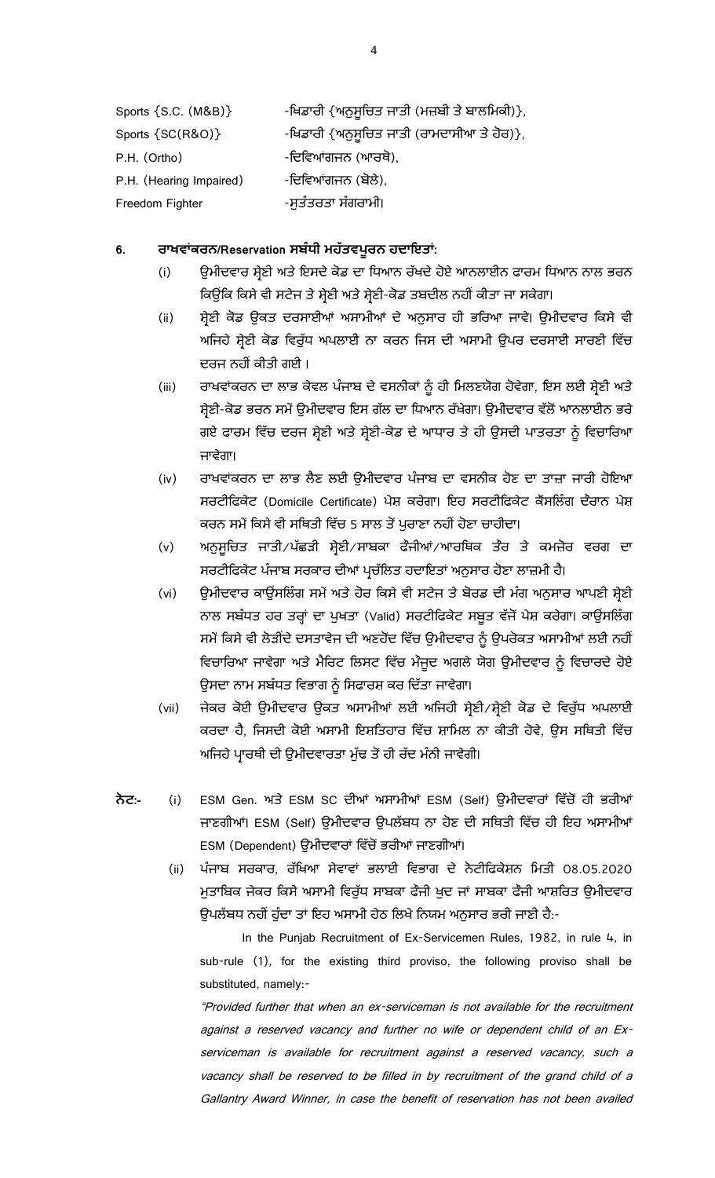| | |
|---|---|
| Sports {S.C. (M&B)} | -ਖਿਡਾਰੀ {ਅਨੁਸੂਚਿਤ ਜਾਤੀ (ਮਜ਼ਬੀ ਤੇ ਬਾਲਮਿਕੀ)}, |
| Sports {SC(R&O)} | -ਖਿਡਾਰੀ {ਅਨੁਸੂਚਿਤ ਜਾਤੀ (ਰਾਮਦਾਸੀਆ ਤੇ ਹੋਰ)}, |
| P.H. (Ortho) | -ਦਿਵਿਆਂਗਜਨ (ਆਰਥੋ), |
| P.H. (Hearing Impaired) | -ਦਿਵਿਆਂਗਜਨ (ਬੋਲੇ), |
| Freedom Fighter | -ਸੁਤੰਤਰਤਾ ਸੰਗਰਾਮੀ। |

**6. ਰਾਖਵਾਂਕਰਨ/Reservation ਸਬੰਧੀ ਮਹੱਤਵਪੂਰਨ ਹਦਾਇਤਾਂ:**

(i) ਉਮੀਦਵਾਰ ਸ਼੍ਰੇਣੀ ਅਤੇ ਇਸਦੇ ਕੋਡ ਦਾ ਧਿਆਨ ਰੱਖਦੇ ਹੋਏ ਆਨਲਾਈਨ ਫਾਰਮ ਧਿਆਨ ਨਾਲ ਭਰਨ ਕਿਉਂਕਿ ਕਿਸੇ ਵੀ ਸਟੇਜ ਤੇ ਸ਼੍ਰੇਣੀ ਅਤੇ ਸ਼੍ਰੇਣੀ-ਕੋਡ ਤਬਦੀਲ ਨਹੀਂ ਕੀਤਾ ਜਾ ਸਕੇਗਾ।

(ii) ਸ਼੍ਰੇਣੀ ਕੋਡ ਉਕਤ ਦਰਸਾਈਆਂ ਅਸਾਮੀਆਂ ਦੇ ਅਨੁਸਾਰ ਹੀ ਭਰਿਆ ਜਾਵੇ। ਉਮੀਦਵਾਰ ਕਿਸੇ ਵੀ ਅਜਿਹੇ ਸ਼੍ਰੇਣੀ ਕੋਡ ਵਿਰੁੱਧ ਅਪਲਾਈ ਨਾ ਕਰਨ ਜਿਸ ਦੀ ਅਸਾਮੀ ਉਪਰ ਦਰਸਾਈ ਸਾਰਣੀ ਵਿੱਚ ਦਰਜ ਨਹੀਂ ਕੀਤੀ ਗਈ ।

(iii) ਰਾਖਵਾਂਕਰਨ ਦਾ ਲਾਭ ਕੇਵਲ ਪੰਜਾਬ ਦੇ ਵਸਨੀਕਾਂ ਨੂੰ ਹੀ ਮਿਲਣਯੋਗ ਹੋਵੇਗਾ, ਇਸ ਲਈ ਸ਼੍ਰੇਣੀ ਅਤੇ ਸ਼੍ਰੇਣੀ-ਕੋਡ ਭਰਨ ਸਮੇਂ ਉਮੀਦਵਾਰ ਇਸ ਗੱਲ ਦਾ ਧਿਆਨ ਰੱਖੇਗਾ। ਉਮੀਦਵਾਰ ਵੱਲੋਂ ਆਨਲਾਈਨ ਭਰੇ ਗਏ ਫਾਰਮ ਵਿੱਚ ਦਰਜ ਸ਼੍ਰੇਣੀ ਅਤੇ ਸ਼੍ਰੇਣੀ-ਕੋਡ ਦੇ ਆਧਾਰ ਤੇ ਹੀ ਉਸਦੀ ਪਾਤਰਤਾ ਨੂੰ ਵਿਚਾਰਿਆ ਜਾਵੇਗਾ।

(iv) ਰਾਖਵਾਂਕਰਨ ਦਾ ਲਾਭ ਲੈਣ ਲਈ ਉਮੀਦਵਾਰ ਪੰਜਾਬ ਦਾ ਵਸਨੀਕ ਹੋਣ ਦਾ ਤਾਜ਼ਾ ਜਾਰੀ ਹੋਇਆ ਸਰਟੀਫਿਕੇਟ (Domicile Certificate) ਪੇਸ਼ ਕਰੇਗਾ। ਇਹ ਸਰਟੀਫਿਕੇਟ ਕੌਂਸਲਿੰਗ ਦੌਰਾਨ ਪੇਸ਼ ਕਰਨ ਸਮੇਂ ਕਿਸੇ ਵੀ ਸਥਿਤੀ ਵਿੱਚ 5 ਸਾਲ ਤੋਂ ਪੁਰਾਣਾ ਨਹੀਂ ਹੋਣਾ ਚਾਹੀਦਾ।

(v) ਅਨੁਸੂਚਿਤ ਜਾਤੀ/ਪੱਛੜੀ ਸ਼੍ਰੇਣੀ/ਸਾਬਕਾ ਫੌਜੀਆਂ/ਆਰਥਿਕ ਤੌਰ ਤੇ ਕਮਜ਼ੋਰ ਵਰਗ ਦਾ ਸਰਟੀਫਿਕੇਟ ਪੰਜਾਬ ਸਰਕਾਰ ਦੀਆਂ ਪ੍ਰਚੱਲਿਤ ਹਦਾਇਤਾਂ ਅਨੁਸਾਰ ਹੋਣਾ ਲਾਜ਼ਮੀ ਹੈ।

(vi) ਉਮੀਦਵਾਰ ਕਾਉਂਸਲਿੰਗ ਸਮੇਂ ਅਤੇ ਹੋਰ ਕਿਸੇ ਵੀ ਸਟੇਜ ਤੇ ਬੋਰਡ ਦੀ ਮੰਗ ਅਨੁਸਾਰ ਆਪਣੀ ਸ਼੍ਰੇਣੀ ਨਾਲ ਸਬੰਧਤ ਹਰ ਤਰ੍ਹਾਂ ਦਾ ਪੁਖਤਾ (Valid) ਸਰਟੀਫਿਕੇਟ ਸਬੂਤ ਵੱਜੋਂ ਪੇਸ਼ ਕਰੇਗਾ। ਕਾਉਂਸਲਿੰਗ ਸਮੇਂ ਕਿਸੇ ਵੀ ਲੋੜੀਂਦੇ ਦਸਤਾਵੇਜ ਦੀ ਅਣਹੋਂਦ ਵਿੱਚ ਉਮੀਦਵਾਰ ਨੂੰ ਉਪਰੋਕਤ ਅਸਾਮੀਆਂ ਲਈ ਨਹੀਂ ਵਿਚਾਰਿਆ ਜਾਵੇਗਾ ਅਤੇ ਮੈਰਿਟ ਲਿਸਟ ਵਿੱਚ ਮੌਜੂਦ ਅਗਲੇ ਯੋਗ ਉਮੀਦਵਾਰ ਨੂੰ ਵਿਚਾਰਦੇ ਹੋਏ ਉਸਦਾ ਨਾਮ ਸਬੰਧਤ ਵਿਭਾਗ ਨੂੰ ਸਿਫਾਰਸ਼ ਕਰ ਦਿੱਤਾ ਜਾਵੇਗਾ।

(vii) ਜੇਕਰ ਕੋਈ ਉਮੀਦਵਾਰ ਉਕਤ ਅਸਾਮੀਆਂ ਲਈ ਅਜਿਹੀ ਸ਼੍ਰੇਣੀ/ਸ਼੍ਰੇਣੀ ਕੋਡ ਦੇ ਵਿਰੁੱਧ ਅਪਲਾਈ ਕਰਦਾ ਹੈ, ਜਿਸਦੀ ਕੋਈ ਅਸਾਮੀ ਇਸ਼ਤਿਹਾਰ ਵਿੱਚ ਸ਼ਾਮਿਲ ਨਾ ਕੀਤੀ ਹੋਵੇ, ਉਸ ਸਥਿਤੀ ਵਿੱਚ ਅਜਿਹੇ ਪ੍ਰਾਰਥੀ ਦੀ ਉਮੀਦਵਾਰਤਾ ਮੁੱਢ ਤੋਂ ਹੀ ਰੱਦ ਮੰਨੀ ਜਾਵੇਗੀ।

**ਨੋਟ:-** (i) ESM Gen. ਅਤੇ ESM SC ਦੀਆਂ ਅਸਾਮੀਆਂ ESM (Self) ਉਮੀਦਵਾਰਾਂ ਵਿੱਚੋਂ ਹੀ ਭਰੀਆਂ ਜਾਣਗੀਆਂ। ESM (Self) ਉਮੀਦਵਾਰ ਉਪਲੱਬਧ ਨਾ ਹੋਣ ਦੀ ਸਥਿਤੀ ਵਿੱਚ ਹੀ ਇਹ ਅਸਾਮੀਆਂ ESM (Dependent) ਉਮੀਦਵਾਰਾਂ ਵਿੱਚੋਂ ਭਰੀਆਂ ਜਾਣਗੀਆਂ।

(ii) ਪੰਜਾਬ ਸਰਕਾਰ, ਰੱਖਿਆ ਸੇਵਾਵਾਂ ਭਲਾਈ ਵਿਭਾਗ ਦੇ ਨੋਟੀਫਿਕੇਸ਼ਨ ਮਿਤੀ 08.05.2020 ਮੁਤਾਬਿਕ ਜੇਕਰ ਕਿਸੇ ਅਸਾਮੀ ਵਿਰੁੱਧ ਸਾਬਕਾ ਫੌਜੀ ਖੁਦ ਜਾਂ ਸਾਬਕਾ ਫੌਜੀ ਆਸ਼ਰਿਤ ਉਮੀਦਵਾਰ ਉਪਲੱਬਧ ਨਹੀਂ ਹੁੰਦਾ ਤਾਂ ਇਹ ਅਸਾਮੀ ਹੇਠ ਲਿਖੇ ਨਿਯਮ ਅਨੁਸਾਰ ਭਰੀ ਜਾਣੀ ਹੈ:-

In the Punjab Recruitment of Ex-Servicemen Rules, 1982, in rule 4, in sub-rule (1), for the existing third proviso, the following proviso shall be substituted, namely:-

*"Provided further that when an ex-serviceman is not available for the recruitment against a reserved vacancy and further no wife or dependent child of an Ex-serviceman is available for recruitment against a reserved vacancy, such a vacancy shall be reserved to be filled in by recruitment of the grand child of a Gallantry Award Winner, in case the benefit of reservation has not been availed*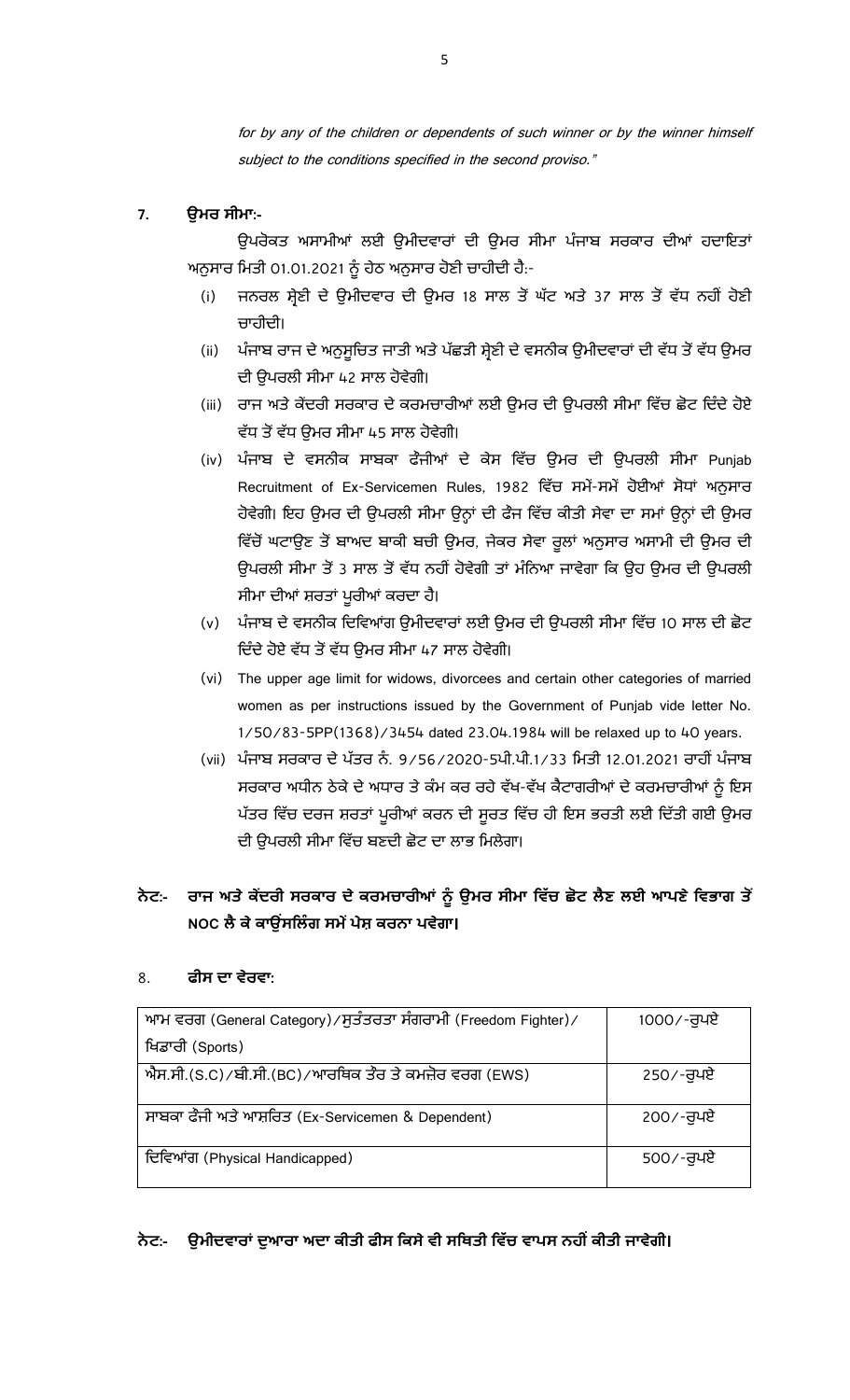*for by any of the children or dependents of such winner or by the winner himself subject to the conditions specified in the second proviso."*

**7. ਉਮਰ ਸੀਮਾ:-**

ਉਪਰੋਕਤ ਅਸਾਮੀਆਂ ਲਈ ਉਮੀਦਵਾਰਾਂ ਦੀ ਉਮਰ ਸੀਮਾ ਪੰਜਾਬ ਸਰਕਾਰ ਦੀਆਂ ਹਦਾਇਤਾਂ ਅਨੁਸਾਰ ਮਿਤੀ 01.01.2021 ਨੂੰ ਹੇਠ ਅਨੁਸਾਰ ਹੋਣੀ ਚਾਹੀਦੀ ਹੈ:-

(i) ਜਨਰਲ ਸ਼੍ਰੇਣੀ ਦੇ ਉਮੀਦਵਾਰ ਦੀ ਉਮਰ 18 ਸਾਲ ਤੋਂ ਘੱਟ ਅਤੇ 37 ਸਾਲ ਤੋਂ ਵੱਧ ਨਹੀਂ ਹੋਣੀ ਚਾਹੀਦੀ।

(ii) ਪੰਜਾਬ ਰਾਜ ਦੇ ਅਨੁਸੂਚਿਤ ਜਾਤੀ ਅਤੇ ਪੱਛੜੀ ਸ਼੍ਰੇਣੀ ਦੇ ਵਸਨੀਕ ਉਮੀਦਵਾਰਾਂ ਦੀ ਵੱਧ ਤੋਂ ਵੱਧ ਉਮਰ ਦੀ ਉਪਰਲੀ ਸੀਮਾ 42 ਸਾਲ ਹੋਵੇਗੀ।

(iii) ਰਾਜ ਅਤੇ ਕੇਂਦਰੀ ਸਰਕਾਰ ਦੇ ਕਰਮਚਾਰੀਆਂ ਲਈ ਉਮਰ ਦੀ ਉਪਰਲੀ ਸੀਮਾ ਵਿੱਚ ਛੋਟ ਦਿੰਦੇ ਹੋਏ ਵੱਧ ਤੋਂ ਵੱਧ ਉਮਰ ਸੀਮਾ 45 ਸਾਲ ਹੋਵੇਗੀ।

(iv) ਪੰਜਾਬ ਦੇ ਵਸਨੀਕ ਸਾਬਕਾ ਫੌਜੀਆਂ ਦੇ ਕੇਸ ਵਿੱਚ ਉਮਰ ਦੀ ਉਪਰਲੀ ਸੀਮਾ Punjab Recruitment of Ex-Servicemen Rules, 1982 ਵਿੱਚ ਸਮੇਂ-ਸਮੇਂ ਹੋਈਆਂ ਸੋਧਾਂ ਅਨੁਸਾਰ ਹੋਵੇਗੀ। ਇਹ ਉਮਰ ਦੀ ਉਪਰਲੀ ਸੀਮਾ ਉਨ੍ਹਾਂ ਦੀ ਫੌਜ ਵਿੱਚ ਕੀਤੀ ਸੇਵਾ ਦਾ ਸਮਾਂ ਉਨ੍ਹਾਂ ਦੀ ਉਮਰ ਵਿੱਚੋਂ ਘਟਾਉਣ ਤੋਂ ਬਾਅਦ ਬਾਕੀ ਬਚੀ ਉਮਰ, ਜੇਕਰ ਸੇਵਾ ਰੂਲਾਂ ਅਨੁਸਾਰ ਅਸਾਮੀ ਦੀ ਉਮਰ ਦੀ ਉਪਰਲੀ ਸੀਮਾ ਤੋਂ 3 ਸਾਲ ਤੋਂ ਵੱਧ ਨਹੀਂ ਹੋਵੇਗੀ ਤਾਂ ਮੰਨਿਆ ਜਾਵੇਗਾ ਕਿ ਉਹ ਉਮਰ ਦੀ ਉਪਰਲੀ ਸੀਮਾ ਦੀਆਂ ਸ਼ਰਤਾਂ ਪੂਰੀਆਂ ਕਰਦਾ ਹੈ।

(v) ਪੰਜਾਬ ਦੇ ਵਸਨੀਕ ਦਿਵਿਆਂਗ ਉਮੀਦਵਾਰਾਂ ਲਈ ਉਮਰ ਦੀ ਉਪਰਲੀ ਸੀਮਾ ਵਿੱਚ 10 ਸਾਲ ਦੀ ਛੋਟ ਦਿੰਦੇ ਹੋਏ ਵੱਧ ਤੋਂ ਵੱਧ ਉਮਰ ਸੀਮਾ 47 ਸਾਲ ਹੋਵੇਗੀ।

(vi) The upper age limit for widows, divorcees and certain other categories of married women as per instructions issued by the Government of Punjab vide letter No. 1/50/83-5PP(1368)/3454 dated 23.04.1984 will be relaxed up to 40 years.

(vii) ਪੰਜਾਬ ਸਰਕਾਰ ਦੇ ਪੱਤਰ ਨੰ. 9/56/2020-5ਪੀ.ਪੀ.1/33 ਮਿਤੀ 12.01.2021 ਰਾਹੀਂ ਪੰਜਾਬ ਸਰਕਾਰ ਅਧੀਨ ਠੇਕੇ ਦੇ ਅਧਾਰ ਤੇ ਕੰਮ ਕਰ ਰਹੇ ਵੱਖ-ਵੱਖ ਕੈਟਾਗਰੀਆਂ ਦੇ ਕਰਮਚਾਰੀਆਂ ਨੂੰ ਇਸ ਪੱਤਰ ਵਿੱਚ ਦਰਜ ਸ਼ਰਤਾਂ ਪੂਰੀਆਂ ਕਰਨ ਦੀ ਸੂਰਤ ਵਿੱਚ ਹੀ ਇਸ ਭਰਤੀ ਲਈ ਦਿੱਤੀ ਗਈ ਉਮਰ ਦੀ ਉਪਰਲੀ ਸੀਮਾ ਵਿੱਚ ਬਣਦੀ ਛੋਟ ਦਾ ਲਾਭ ਮਿਲੇਗਾ।

**ਨੋਟ:- ਰਾਜ ਅਤੇ ਕੇਂਦਰੀ ਸਰਕਾਰ ਦੇ ਕਰਮਚਾਰੀਆਂ ਨੂੰ ਉਮਰ ਸੀਮਾ ਵਿੱਚ ਛੋਟ ਲੈਣ ਲਈ ਆਪਣੇ ਵਿਭਾਗ ਤੋਂ NOC ਲੈ ਕੇ ਕਾਉਂਸਲਿੰਗ ਸਮੇਂ ਪੇਸ਼ ਕਰਨਾ ਪਵੇਗਾ।**

**8. ਫੀਸ ਦਾ ਵੇਰਵਾ:**

| | |
|---|---|
| ਆਮ ਵਰਗ (General Category)/ਸੁਤੰਤਰਤਾ ਸੰਗਰਾਮੀ (Freedom Fighter)/ ਖਿਡਾਰੀ (Sports) | 1000/-ਰੁਪਏ |
| ਐਸ.ਸੀ.(S.C)/ਬੀ.ਸੀ.(BC)/ਆਰਥਿਕ ਤੌਰ ਤੇ ਕਮਜ਼ੋਰ ਵਰਗ (EWS) | 250/-ਰੁਪਏ |
| ਸਾਬਕਾ ਫੌਜੀ ਅਤੇ ਆਸ਼ਰਿਤ (Ex-Servicemen & Dependent) | 200/-ਰੁਪਏ |
| ਦਿਵਿਆਂਗ (Physical Handicapped) | 500/-ਰੁਪਏ |

**ਨੋਟ:- ਉਮੀਦਵਾਰਾਂ ਦੁਆਰਾ ਅਦਾ ਕੀਤੀ ਫੀਸ ਕਿਸੇ ਵੀ ਸਥਿਤੀ ਵਿੱਚ ਵਾਪਸ ਨਹੀਂ ਕੀਤੀ ਜਾਵੇਗੀ।**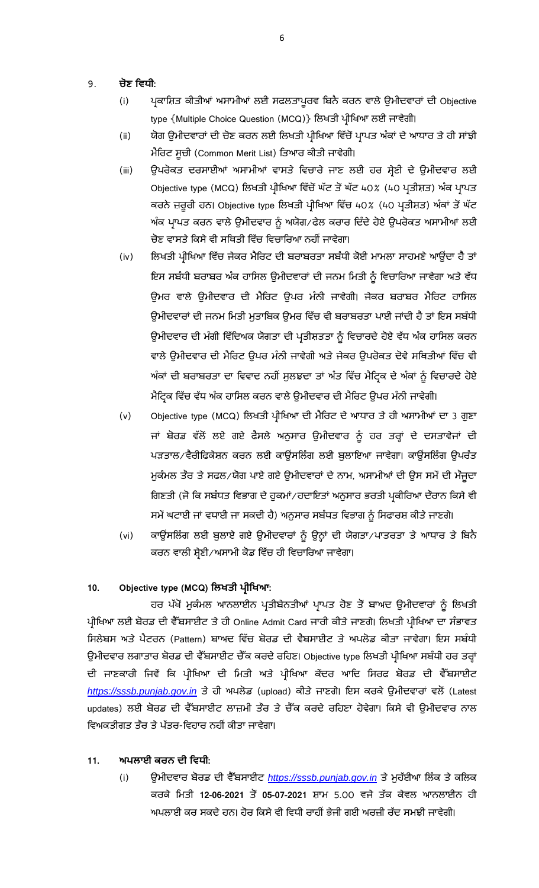9. **ਚੋਣ ਵਿਧੀ:**

   (i) ਪ੍ਰਕਾਸ਼ਿਤ ਕੀਤੀਆਂ ਅਸਾਮੀਆਂ ਲਈ ਸਫਲਤਾਪੂਰਵ ਬਿਨੈ ਕਰਨ ਵਾਲੇ ਉਮੀਦਵਾਰਾਂ ਦੀ Objective type {Multiple Choice Question (MCQ)} ਲਿਖਤੀ ਪ੍ਰੀਖਿਆ ਲਈ ਜਾਵੇਗੀ।

   (ii) ਯੋਗ ਉਮੀਦਵਾਰਾਂ ਦੀ ਚੋਣ ਕਰਨ ਲਈ ਲਿਖਤੀ ਪ੍ਰੀਖਿਆ ਵਿੱਚੋਂ ਪ੍ਰਾਪਤ ਅੰਕਾਂ ਦੇ ਆਧਾਰ ਤੇ ਹੀ ਸਾਂਝੀ ਮੈਰਿਟ ਸੂਚੀ (Common Merit List) ਤਿਆਰ ਕੀਤੀ ਜਾਵੇਗੀ।

   (iii) ਉਪਰੋਕਤ ਦਰਸਾਈਆਂ ਅਸਾਮੀਆਂ ਵਾਸਤੇ ਵਿਚਾਰੇ ਜਾਣ ਲਈ ਹਰ ਸ਼੍ਰੇਣੀ ਦੇ ਉਮੀਦਵਾਰ ਲਈ Objective type (MCQ) ਲਿਖਤੀ ਪ੍ਰੀਖਿਆ ਵਿੱਚੋਂ ਘੱਟ ਤੋਂ ਘੱਟ 40% (40 ਪ੍ਰਤੀਸ਼ਤ) ਅੰਕ ਪ੍ਰਾਪਤ ਕਰਨੇ ਜ਼ਰੂਰੀ ਹਨ। Objective type ਲਿਖਤੀ ਪ੍ਰੀਖਿਆ ਵਿੱਚ 40% (40 ਪ੍ਰਤੀਸ਼ਤ) ਅੰਕਾਂ ਤੋਂ ਘੱਟ ਅੰਕ ਪ੍ਰਾਪਤ ਕਰਨ ਵਾਲੇ ਉਮੀਦਵਾਰ ਨੂੰ ਅਯੋਗ/ਫੇਲ ਕਰਾਰ ਦਿੰਦੇ ਹੋਏ ਉਪਰੋਕਤ ਅਸਾਮੀਆਂ ਲਈ ਚੋਣ ਵਾਸਤੇ ਕਿਸੇ ਵੀ ਸਥਿਤੀ ਵਿੱਚ ਵਿਚਾਰਿਆ ਨਹੀਂ ਜਾਵੇਗਾ।

   (iv) ਲਿਖਤੀ ਪ੍ਰੀਖਿਆ ਵਿੱਚ ਜੇਕਰ ਮੈਰਿਟ ਦੀ ਬਰਾਬਰਤਾ ਸਬੰਧੀ ਕੋਈ ਮਾਮਲਾ ਸਾਹਮਣੇ ਆਉਂਦਾ ਹੈ ਤਾਂ ਇਸ ਸਬੰਧੀ ਬਰਾਬਰ ਅੰਕ ਹਾਸਿਲ ਉਮੀਦਵਾਰਾਂ ਦੀ ਜਨਮ ਮਿਤੀ ਨੂੰ ਵਿਚਾਰਿਆ ਜਾਵੇਗਾ ਅਤੇ ਵੱਧ ਉਮਰ ਵਾਲੇ ਉਮੀਦਵਾਰ ਦੀ ਮੈਰਿਟ ਉਪਰ ਮੰਨੀ ਜਾਵੇਗੀ। ਜੇਕਰ ਬਰਾਬਰ ਮੈਰਿਟ ਹਾਸਿਲ ਉਮੀਦਵਾਰਾਂ ਦੀ ਜਨਮ ਮਿਤੀ ਮੁਤਾਬਿਕ ਉਮਰ ਵਿੱਚ ਵੀ ਬਰਾਬਰਤਾ ਪਾਈ ਜਾਂਦੀ ਹੈ ਤਾਂ ਇਸ ਸਬੰਧੀ ਉਮੀਦਵਾਰ ਦੀ ਮੰਗੀ ਵਿੱਦਿਅਕ ਯੋਗਤਾ ਦੀ ਪ੍ਰਤੀਸ਼ਤਤਾ ਨੂੰ ਵਿਚਾਰਦੇ ਹੋਏ ਵੱਧ ਅੰਕ ਹਾਸਿਲ ਕਰਨ ਵਾਲੇ ਉਮੀਦਵਾਰ ਦੀ ਮੈਰਿਟ ਉਪਰ ਮੰਨੀ ਜਾਵੇਗੀ ਅਤੇ ਜੇਕਰ ਉਪਰੋਕਤ ਦੋਵੇ ਸਥਿਤੀਆਂ ਵਿੱਚ ਵੀ ਅੰਕਾਂ ਦੀ ਬਰਾਬਰਤਾ ਦਾ ਵਿਵਾਦ ਨਹੀਂ ਸੁਲਝਦਾ ਤਾਂ ਅੰਤ ਵਿੱਚ ਮੈਟ੍ਰਿਕ ਦੇ ਅੰਕਾਂ ਨੂੰ ਵਿਚਾਰਦੇ ਹੋਏ ਮੈਟ੍ਰਿਕ ਵਿੱਚ ਵੱਧ ਅੰਕ ਹਾਸਿਲ ਕਰਨ ਵਾਲੇ ਉਮੀਦਵਾਰ ਦੀ ਮੈਰਿਟ ਉਪਰ ਮੰਨੀ ਜਾਵੇਗੀ।

   (v) Objective type (MCQ) ਲਿਖਤੀ ਪ੍ਰੀਖਿਆ ਦੀ ਮੈਰਿਟ ਦੇ ਆਧਾਰ ਤੇ ਹੀ ਅਸਾਮੀਆਂ ਦਾ 3 ਗੁਣਾ ਜਾਂ ਬੋਰਡ ਵੱਲੋਂ ਲਏ ਗਏ ਫੈਸਲੇ ਅਨੁਸਾਰ ਉਮੀਦਵਾਰ ਨੂੰ ਹਰ ਤਰ੍ਹਾਂ ਦੇ ਦਸਤਾਵੇਜਾਂ ਦੀ ਪੜਤਾਲ/ਵੈਰੀਫਿਕੇਸ਼ਨ ਕਰਨ ਲਈ ਕਾਉਂਸਲਿੰਗ ਲਈ ਬੁਲਾਇਆ ਜਾਵੇਗਾ। ਕਾਉਂਸਲਿੰਗ ਉਪਰੰਤ ਮੁਕੰਮਲ ਤੌਰ ਤੇ ਸਫਲ/ਯੋਗ ਪਾਏ ਗਏ ਉਮੀਦਵਾਰਾਂ ਦੇ ਨਾਮ, ਅਸਾਮੀਆਂ ਦੀ ਉਸ ਸਮੇਂ ਦੀ ਮੌਜੂਦਾ ਗਿਣਤੀ (ਜੋ ਕਿ ਸਬੰਧਤ ਵਿਭਾਗ ਦੇ ਹੁਕਮਾਂ/ਹਦਾਇਤਾਂ ਅਨੁਸਾਰ ਭਰਤੀ ਪ੍ਰਕੀਰਿਆ ਦੌਰਾਨ ਕਿਸੇ ਵੀ ਸਮੇਂ ਘਟਾਈ ਜਾਂ ਵਧਾਈ ਜਾ ਸਕਦੀ ਹੈ) ਅਨੁਸਾਰ ਸਬੰਧਤ ਵਿਭਾਗ ਨੂੰ ਸਿਫਾਰਸ ਕੀਤੇ ਜਾਣਗੇ।

   (vi) ਕਾਉਂਸਲਿੰਗ ਲਈ ਬੁਲਾਏ ਗਏ ਉਮੀਦਵਾਰਾਂ ਨੂੰ ਉਨ੍ਹਾਂ ਦੀ ਯੋਗਤਾ/ਪਾਤਰਤਾ ਤੇ ਆਧਾਰ ਤੇ ਬਿਨੈ ਕਰਨ ਵਾਲੀ ਸ਼੍ਰੇਣੀ/ਅਸਾਮੀ ਕੋਡ ਵਿੱਚ ਹੀ ਵਿਚਾਰਿਆ ਜਾਵੇਗਾ।

10. **Objective type (MCQ) ਲਿਖਤੀ ਪ੍ਰੀਖਿਆ:**

ਹਰ ਪੱਖੋਂ ਮੁਕੰਮਲ ਆਨਲਾਈਨ ਪ੍ਰਤੀਬੇਨਤੀਆਂ ਪ੍ਰਾਪਤ ਹੋਣ ਤੋਂ ਬਾਅਦ ਉਮੀਦਵਾਰਾਂ ਨੂੰ ਲਿਖਤੀ ਪ੍ਰੀਖਿਆ ਲਈ ਬੋਰਡ ਦੀ ਵੈੱਬਸਾਈਟ ਤੇ ਹੀ Online Admit Card ਜਾਰੀ ਕੀਤੇ ਜਾਣਗੇ। ਲਿਖਤੀ ਪ੍ਰੀਖਿਆ ਦਾ ਸੰਭਾਵਤ ਸਿਲੇਬਸ ਅਤੇ ਪੈਟਰਨ (Pattern) ਬਾਅਦ ਵਿੱਚ ਬੋਰਡ ਦੀ ਵੈਬਸਾਈਟ ਤੇ ਅਪਲੋਡ ਕੀਤਾ ਜਾਵੇਗਾ। ਇਸ ਸਬੰਧੀ ਉਮੀਦਵਾਰ ਲਗਾਤਾਰ ਬੋਰਡ ਦੀ ਵੈੱਬਸਾਈਟ ਚੈੱਕ ਕਰਦੇ ਰਹਿਣ। Objective type ਲਿਖਤੀ ਪ੍ਰੀਖਿਆ ਸਬੰਧੀ ਹਰ ਤਰ੍ਹਾਂ ਦੀ ਜਾਣਕਾਰੀ ਜਿਵੇਂ ਕਿ ਪ੍ਰੀਖਿਆ ਦੀ ਮਿਤੀ ਅਤੇ ਪ੍ਰੀਖਿਆ ਕੇਂਦਰ ਆਦਿ ਸਿਰਫ ਬੋਰਡ ਦੀ ਵੈੱਬਸਾਈਟ *https://sssb.punjab.gov.in* ਤੇ ਹੀ ਅਪਲੋਡ (upload) ਕੀਤੇ ਜਾਣਗੇ। ਇਸ ਕਰਕੇ ਉਮੀਦਵਾਰਾਂ ਵਲੋਂ (Latest updates) ਲਈ ਬੋਰਡ ਦੀ ਵੈੱਬਸਾਈਟ ਲਾਜ਼ਮੀ ਤੌਰ ਤੇ ਚੈੱਕ ਕਰਦੇ ਰਹਿਣਾ ਹੋਵੇਗਾ। ਕਿਸੇ ਵੀ ਉਮੀਦਵਾਰ ਨਾਲ ਵਿਅਕਤੀਗਤ ਤੌਰ ਤੇ ਪੱਤਰ-ਵਿਹਾਰ ਨਹੀਂ ਕੀਤਾ ਜਾਵੇਗਾ।

11. **ਅਪਲਾਈ ਕਰਨ ਦੀ ਵਿਧੀ:**

   (i) ਉਮੀਦਵਾਰ ਬੋਰਡ ਦੀ ਵੈੱਬਸਾਈਟ *https://sssb.punjab.gov.in* ਤੇ ਮੁਹੱਈਆ ਲਿੰਕ ਤੇ ਕਲਿਕ ਕਰਕੇ ਮਿਤੀ **12-06-2021** ਤੋਂ **05-07-2021** ਸ਼ਾਮ 5.00 ਵਜੇ ਤੱਕ ਕੇਵਲ ਆਨਲਾਈਨ ਹੀ ਅਪਲਾਈ ਕਰ ਸਕਦੇ ਹਨ। ਹੋਰ ਕਿਸੇ ਵੀ ਵਿਧੀ ਰਾਹੀਂ ਭੇਜੀ ਗਈ ਅਰਜ਼ੀ ਰੱਦ ਸਮਝੀ ਜਾਵੇਗੀ।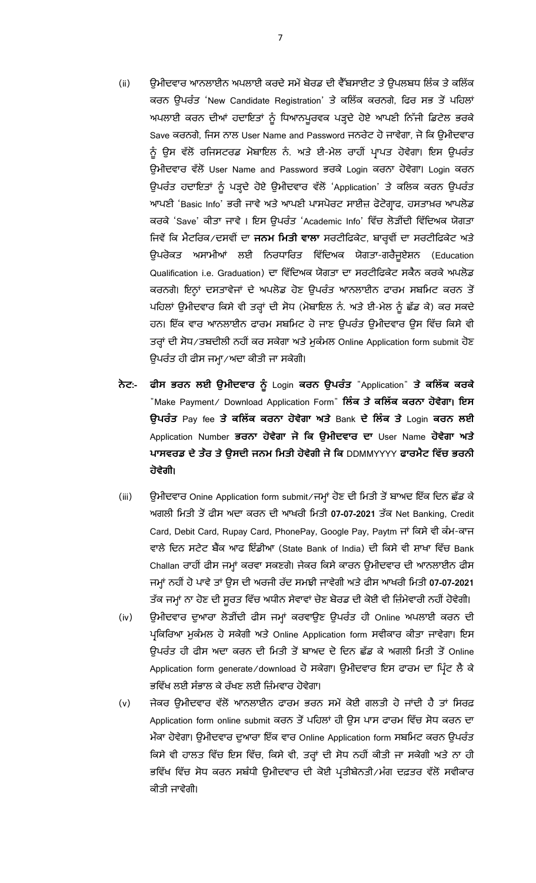(ii) ਉਮੀਦਵਾਰ ਆਨਲਾਈਨ ਅਪਲਾਈ ਕਰਦੇ ਸਮੇਂ ਬੋਰਡ ਦੀ ਵੈੱਬਸਾਈਟ ਤੇ ਉਪਲਬਧ ਲਿੰਕ ਤੇ ਕਲਿੱਕ ਕਰਨ ਉਪਰੰਤ 'New Candidate Registration' ਤੇ ਕਲਿੱਕ ਕਰਨਗੇ, ਫਿਰ ਸਭ ਤੋਂ ਪਹਿਲਾਂ ਅਪਲਾਈ ਕਰਨ ਦੀਆਂ ਹਦਾਇਤਾਂ ਨੂੰ ਧਿਆਨਪੂਰਵਕ ਪੜ੍ਹਦੇ ਹੋਏ ਆਪਣੀ ਨਿੱਜੀ ਡਿਟੇਲ ਭਰਕੇ Save ਕਰਨਗੇ, ਜਿਸ ਨਾਲ User Name and Password ਜਨਰੇਟ ਹੋ ਜਾਵੇਗਾ, ਜੋ ਕਿ ਉਮੀਦਵਾਰ ਨੂੰ ਉਸ ਵੱਲੋਂ ਰਜਿਸਟਰਡ ਮੋਬਾਇਲ ਨੰ. ਅਤੇ ਈ-ਮੇਲ ਰਾਹੀਂ ਪ੍ਰਾਪਤ ਹੋਵੇਗਾ। ਇਸ ਉਪਰੰਤ ਉਮੀਦਵਾਰ ਵੱਲੋਂ User Name and Password ਭਰਕੇ Login ਕਰਨਾ ਹੋਵੇਗਾ। Login ਕਰਨ ਉਪਰੰਤ ਹਦਾਇਤਾਂ ਨੂੰ ਪੜ੍ਹਦੇ ਹੋਏ ਉਮੀਦਵਾਰ ਵੱਲੋਂ 'Application' ਤੇ ਕਲਿਕ ਕਰਨ ਉਪਰੰਤ ਆਪਣੀ 'Basic Info' ਭਰੀ ਜਾਵੇ ਅਤੇ ਆਪਣੀ ਪਾਸਪੋਰਟ ਸਾਈਜ਼ ਫੋਟੋਗ੍ਰਾਫ, ਹਸਤਾਖ਼ਰ ਅਪਲੋਡ ਕਰਕੇ 'Save' ਕੀਤਾ ਜਾਵੇ । ਇਸ ਉਪਰੰਤ 'Academic Info' ਵਿੱਚ ਲੋੜੀਂਦੀ ਵਿੱਦਿਅਕ ਯੋਗਤਾ ਜਿਵੇਂ ਕਿ ਮੈਟਰਿਕ/ਦਸਵੀਂ ਦਾ **ਜਨਮ ਮਿਤੀ ਵਾਲਾ** ਸਰਟੀਫਿਕੇਟ, ਬਾਰ੍ਹਵੀਂ ਦਾ ਸਰਟੀਫਿਕੇਟ ਅਤੇ ਉਪਰੋਕਤ ਅਸਾਮੀਆਂ ਲਈ ਨਿਰਧਾਰਿਤ ਵਿੱਦਿਅਕ ਯੋਗਤਾ-ਗਰੈਜੂਏਸ਼ਨ (Education Qualification i.e. Graduation) ਦਾ ਵਿੱਦਿਅਕ ਯੋਗਤਾ ਦਾ ਸਰਟੀਫਿਕੇਟ ਸਕੈਨ ਕਰਕੇ ਅਪਲੋਡ ਕਰਨਗੇ। ਇਨ੍ਹਾਂ ਦਸਤਾਵੇਜ਼ਾਂ ਦੇ ਅਪਲੋਡ ਹੋਣ ਉਪਰੰਤ ਆਨਲਾਈਨ ਫਾਰਮ ਸਬਮਿਟ ਕਰਨ ਤੋਂ ਪਹਿਲਾਂ ਉਮੀਦਵਾਰ ਕਿਸੇ ਵੀ ਤਰ੍ਹਾਂ ਦੀ ਸੋਧ (ਮੋਬਾਇਲ ਨੰ. ਅਤੇ ਈ-ਮੇਲ ਨੂੰ ਛੱਡ ਕੇ) ਕਰ ਸਕਦੇ ਹਨ। ਇੱਕ ਵਾਰ ਆਨਲਾਈਨ ਫਾਰਮ ਸਬਮਿਟ ਹੋ ਜਾਣ ਉਪਰੰਤ ਉਮੀਦਵਾਰ ਉਸ ਵਿੱਚ ਕਿਸੇ ਵੀ ਤਰ੍ਹਾਂ ਦੀ ਸੋਧ/ਤਬਦੀਲੀ ਨਹੀਂ ਕਰ ਸਕੇਗਾ ਅਤੇ ਮੁਕੰਮਲ Online Application form submit ਹੋਣ ਉਪਰੰਤ ਹੀ ਫੀਸ ਜਮ੍ਹਾ/ਅਦਾ ਕੀਤੀ ਜਾ ਸਕੇਗੀ।

**ਨੋਟ:- ਫੀਸ ਭਰਨ ਲਈ ਉਮੀਦਵਾਰ ਨੂੰ Login ਕਰਨ ਉਪਰੰਤ "Application" ਤੇ ਕਲਿੱਕ ਕਰਕੇ "Make Payment/ Download Application Form" ਲਿੰਕ ਤੇ ਕਲਿੱਕ ਕਰਨਾ ਹੋਵੇਗਾ। ਇਸ ਉਪਰੰਤ Pay fee ਤੇ ਕਲਿੱਕ ਕਰਨਾ ਹੋਵੇਗਾ ਅਤੇ Bank ਦੇ ਲਿੰਕ ਤੇ Login ਕਰਨ ਲਈ Application Number ਭਰਨਾ ਹੋਵੇਗਾ ਜੋ ਕਿ ਉਮੀਦਵਾਰ ਦਾ User Name ਹੋਵੇਗਾ ਅਤੇ ਪਾਸਵਰਡ ਦੇ ਤੌਰ ਤੇ ਉਸਦੀ ਜਨਮ ਮਿਤੀ ਹੋਵੇਗੀ ਜੋ ਕਿ DDMMYYYY ਫਾਰਮੈਟ ਵਿੱਚ ਭਰਨੀ ਹੋਵੇਗੀ।**

(iii) ਉਮੀਦਵਾਰ Onine Application form submit/ਜਮ੍ਹਾਂ ਹੋਣ ਦੀ ਮਿਤੀ ਤੋਂ ਬਾਅਦ ਇੱਕ ਦਿਨ ਛੱਡ ਕੇ ਅਗਲੀ ਮਿਤੀ ਤੋਂ ਫੀਸ ਅਦਾ ਕਰਨ ਦੀ ਆਖਰੀ ਮਿਤੀ **07-07-2021** ਤੱਕ Net Banking, Credit Card, Debit Card, Rupay Card, PhonePay, Google Pay, Paytm ਜਾਂ ਕਿਸੇ ਵੀ ਕੰਮ-ਕਾਜ ਵਾਲੇ ਦਿਨ ਸਟੇਟ ਬੈਂਕ ਆਫ ਇੰਡੀਆ (State Bank of India) ਦੀ ਕਿਸੇ ਵੀ ਸ਼ਾਖਾ ਵਿੱਚ Bank Challan ਰਾਹੀਂ ਫੀਸ ਜਮ੍ਹਾਂ ਕਰਵਾ ਸਕਣਗੇ। ਜੇਕਰ ਕਿਸੇ ਕਾਰਨ ਉਮੀਦਵਾਰ ਦੀ ਆਨਲਾਈਨ ਫੀਸ ਜਮ੍ਹਾਂ ਨਹੀਂ ਹੋ ਪਾਵੇ ਤਾਂ ਉਸ ਦੀ ਅਰਜੀ ਰੱਦ ਸਮਝੀ ਜਾਵੇਗੀ ਅਤੇ ਫੀਸ ਆਖਰੀ ਮਿਤੀ **07-07-2021** ਤੱਕ ਜਮ੍ਹਾਂ ਨਾ ਹੋਣ ਦੀ ਸੂਰਤ ਵਿੱਚ ਅਧੀਨ ਸੇਵਾਵਾਂ ਚੋਣ ਬੋਰਡ ਦੀ ਕੋਈ ਵੀ ਜ਼ਿੰਮੇਵਾਰੀ ਨਹੀਂ ਹੋਵੇਗੀ।

(iv) ਉਮੀਦਵਾਰ ਦੁਆਰਾ ਲੋੜੀਂਦੀ ਫੀਸ ਜਮ੍ਹਾਂ ਕਰਵਾਉਣ ਉਪਰੰਤ ਹੀ Online ਅਪਲਾਈ ਕਰਨ ਦੀ ਪ੍ਰਕਿਰਿਆ ਮੁਕੰਮਲ ਹੋ ਸਕੇਗੀ ਅਤੇ Online Application form ਸਵੀਕਾਰ ਕੀਤਾ ਜਾਵੇਗਾ। ਇਸ ਉਪਰੰਤ ਹੀ ਫੀਸ ਅਦਾ ਕਰਨ ਦੀ ਮਿਤੀ ਤੋਂ ਬਾਅਦ ਦੋ ਦਿਨ ਛੱਡ ਕੇ ਅਗਲੀ ਮਿਤੀ ਤੋਂ Online Application form generate/download ਹੋ ਸਕੇਗਾ। ਉਮੀਦਵਾਰ ਇਸ ਫਾਰਮ ਦਾ ਪ੍ਰਿੰਟ ਲੈ ਕੇ ਭਵਿੱਖ ਲਈ ਸੰਭਾਲ ਕੇ ਰੱਖਣ ਲਈ ਜ਼ਿੰਮਵਾਰ ਹੋਵੇਗਾ।

(v) ਜੇਕਰ ਉਮੀਦਵਾਰ ਵੱਲੋਂ ਆਨਲਾਈਨ ਫਾਰਮ ਭਰਨ ਸਮੇਂ ਕੋਈ ਗਲਤੀ ਹੋ ਜਾਂਦੀ ਹੈ ਤਾਂ ਸਿਰਫ਼ Application form online submit ਕਰਨ ਤੋਂ ਪਹਿਲਾਂ ਹੀ ਉਸ ਪਾਸ ਫਾਰਮ ਵਿੱਚ ਸੋਧ ਕਰਨ ਦਾ ਮੌਕਾ ਹੋਵੇਗਾ। ਉਮੀਦਵਾਰ ਦੁਆਰਾ ਇੱਕ ਵਾਰ Online Application form ਸਬਮਿਟ ਕਰਨ ਉਪਰੰਤ ਕਿਸੇ ਵੀ ਹਾਲਤ ਵਿੱਚ ਇਸ ਵਿੱਚ, ਕਿਸੇ ਵੀ, ਤਰ੍ਹਾਂ ਦੀ ਸੋਧ ਨਹੀਂ ਕੀਤੀ ਜਾ ਸਕੇਗੀ ਅਤੇ ਨਾ ਹੀ ਭਵਿੱਖ ਵਿੱਚ ਸੋਧ ਕਰਨ ਸਬੰਧੀ ਉਮੀਦਵਾਰ ਦੀ ਕੋਈ ਪ੍ਰਤੀਬੇਨਤੀ/ਮੰਗ ਦਫ਼ਤਰ ਵੱਲੋਂ ਸਵੀਕਾਰ ਕੀਤੀ ਜਾਵੇਗੀ।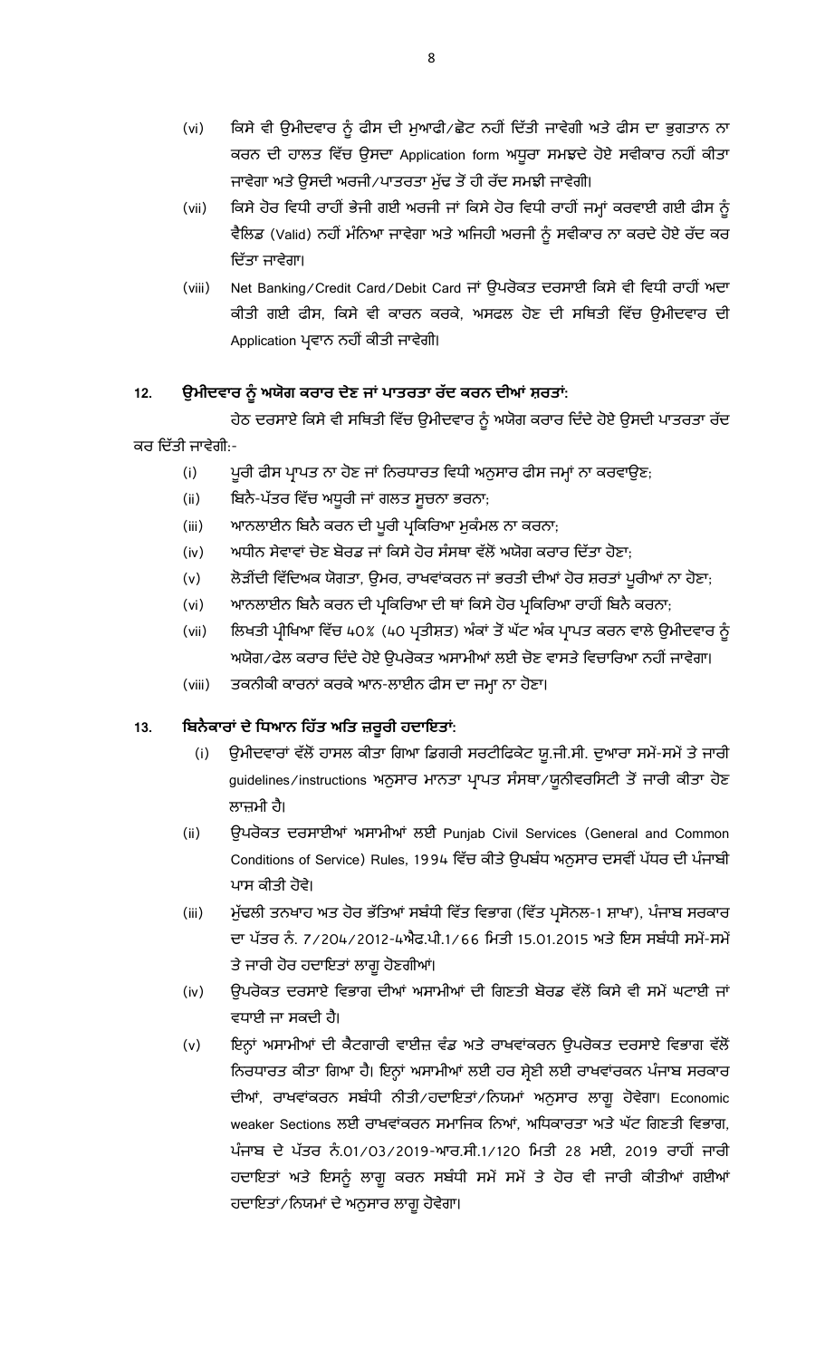(vi) ਕਿਸੇ ਵੀ ਉਮੀਦਵਾਰ ਨੂੰ ਫੀਸ ਦੀ ਮੁਆਫੀ/ਛੋਟ ਨਹੀਂ ਦਿੱਤੀ ਜਾਵੇਗੀ ਅਤੇ ਫੀਸ ਦਾ ਭੁਗਤਾਨ ਨਾ ਕਰਨ ਦੀ ਹਾਲਤ ਵਿੱਚ ਉਸਦਾ Application form ਅਧੂਰਾ ਸਮਝਦੇ ਹੋਏ ਸਵੀਕਾਰ ਨਹੀਂ ਕੀਤਾ ਜਾਵੇਗਾ ਅਤੇ ਉਸਦੀ ਅਰਜੀ/ਪਾਤਰਤਾ ਮੁੱਢ ਤੋਂ ਹੀ ਰੱਦ ਸਮਝੀ ਜਾਵੇਗੀ।

(vii) ਕਿਸੇ ਹੋਰ ਵਿਧੀ ਰਾਹੀਂ ਭੇਜੀ ਗਈ ਅਰਜੀ ਜਾਂ ਕਿਸੇ ਹੋਰ ਵਿਧੀ ਰਾਹੀਂ ਜਮ੍ਹਾਂ ਕਰਵਾਈ ਗਈ ਫੀਸ ਨੂੰ ਵੈਲਿਡ (Valid) ਨਹੀਂ ਮੰਨਿਆ ਜਾਵੇਗਾ ਅਤੇ ਅਜਿਹੀ ਅਰਜੀ ਨੂੰ ਸਵੀਕਾਰ ਨਾ ਕਰਦੇ ਹੋਏ ਰੱਦ ਕਰ ਦਿੱਤਾ ਜਾਵੇਗਾ।

(viii) Net Banking/Credit Card/Debit Card ਜਾਂ ਉਪਰੋਕਤ ਦਰਸਾਈ ਕਿਸੇ ਵੀ ਵਿਧੀ ਰਾਹੀਂ ਅਦਾ ਕੀਤੀ ਗਈ ਫੀਸ, ਕਿਸੇ ਵੀ ਕਾਰਨ ਕਰਕੇ, ਅਸਫਲ ਹੋਣ ਦੀ ਸਥਿਤੀ ਵਿੱਚ ਉਮੀਦਵਾਰ ਦੀ Application ਪ੍ਰਵਾਨ ਨਹੀਂ ਕੀਤੀ ਜਾਵੇਗੀ।

## 12. ਉਮੀਦਵਾਰ ਨੂੰ ਅਯੋਗ ਕਰਾਰ ਦੇਣ ਜਾਂ ਪਾਤਰਤਾ ਰੱਦ ਕਰਨ ਦੀਆਂ ਸ਼ਰਤਾਂ:

ਹੇਠ ਦਰਸਾਏ ਕਿਸੇ ਵੀ ਸਥਿਤੀ ਵਿੱਚ ਉਮੀਦਵਾਰ ਨੂੰ ਅਯੋਗ ਕਰਾਰ ਦਿੰਦੇ ਹੋਏ ਉਸਦੀ ਪਾਤਰਤਾ ਰੱਦ ਕਰ ਦਿੱਤੀ ਜਾਵੇਗੀ:-

(i) ਪੂਰੀ ਫੀਸ ਪ੍ਰਾਪਤ ਨਾ ਹੋਣ ਜਾਂ ਨਿਰਧਾਰਤ ਵਿਧੀ ਅਨੁਸਾਰ ਫੀਸ ਜਮ੍ਹਾਂ ਨਾ ਕਰਵਾਉਣ;

(ii) ਬਿਨੈ-ਪੱਤਰ ਵਿੱਚ ਅਧੂਰੀ ਜਾਂ ਗਲਤ ਸੂਚਨਾ ਭਰਨਾ;

(iii) ਆਨਲਾਈਨ ਬਿਨੈ ਕਰਨ ਦੀ ਪੂਰੀ ਪ੍ਰਕਿਰਿਆ ਮੁਕੰਮਲ ਨਾ ਕਰਨਾ;

(iv) ਅਧੀਨ ਸੇਵਾਵਾਂ ਚੋਣ ਬੋਰਡ ਜਾਂ ਕਿਸੇ ਹੋਰ ਸੰਸਥਾ ਵੱਲੋਂ ਅਯੋਗ ਕਰਾਰ ਦਿੱਤਾ ਹੋਣਾ;

(v) ਲੋੜੀਂਦੀ ਵਿੱਦਿਅਕ ਯੋਗਤਾ, ਉਮਰ, ਰਾਖਵਾਂਕਰਨ ਜਾਂ ਭਰਤੀ ਦੀਆਂ ਹੋਰ ਸ਼ਰਤਾਂ ਪੂਰੀਆਂ ਨਾ ਹੋਣਾ;

(vi) ਆਨਲਾਈਨ ਬਿਨੈ ਕਰਨ ਦੀ ਪ੍ਰਕਿਰਿਆ ਦੀ ਥਾਂ ਕਿਸੇ ਹੋਰ ਪ੍ਰਕਿਰਿਆ ਰਾਹੀਂ ਬਿਨੈ ਕਰਨਾ;

(vii) ਲਿਖਤੀ ਪ੍ਰੀਖਿਆ ਵਿੱਚ 40% (40 ਪ੍ਰਤੀਸ਼ਤ) ਅੰਕਾਂ ਤੋਂ ਘੱਟ ਅੰਕ ਪ੍ਰਾਪਤ ਕਰਨ ਵਾਲੇ ਉਮੀਦਵਾਰ ਨੂੰ ਅਯੋਗ/ਫੇਲ ਕਰਾਰ ਦਿੰਦੇ ਹੋਏ ਉਪਰੋਕਤ ਅਸਾਮੀਆਂ ਲਈ ਚੋਣ ਵਾਸਤੇ ਵਿਚਾਰਿਆ ਨਹੀਂ ਜਾਵੇਗਾ।

(viii) ਤਕਨੀਕੀ ਕਾਰਨਾਂ ਕਰਕੇ ਆਨ-ਲਾਈਨ ਫੀਸ ਦਾ ਜਮ੍ਹਾ ਨਾ ਹੋਣਾ।

## 13. ਬਿਨੈਕਾਰਾਂ ਦੇ ਧਿਆਨ ਹਿੱਤ ਅਤਿ ਜ਼ਰੂਰੀ ਹਦਾਇਤਾਂ:

(i) ਉਮੀਦਵਾਰਾਂ ਵੱਲੋਂ ਹਾਸਲ ਕੀਤਾ ਗਿਆ ਡਿਗਰੀ ਸਰਟੀਫਿਕੇਟ ਯੂ.ਜੀ.ਸੀ. ਦੁਆਰਾ ਸਮੇਂ-ਸਮੇਂ ਤੇ ਜਾਰੀ guidelines/instructions ਅਨੁਸਾਰ ਮਾਨਤਾ ਪ੍ਰਾਪਤ ਸੰਸਥਾ/ਯੂਨੀਵਰਸਿਟੀ ਤੋਂ ਜਾਰੀ ਕੀਤਾ ਹੋਣ ਲਾਜ਼ਮੀ ਹੈ।

(ii) ਉਪਰੋਕਤ ਦਰਸਾਈਆਂ ਅਸਾਮੀਆਂ ਲਈ Punjab Civil Services (General and Common Conditions of Service) Rules, 1994 ਵਿੱਚ ਕੀਤੇ ਉਪਬੰਧ ਅਨੁਸਾਰ ਦਸਵੀਂ ਪੱਧਰ ਦੀ ਪੰਜਾਬੀ ਪਾਸ ਕੀਤੀ ਹੋਵੇ।

(iii) ਮੁੱਢਲੀ ਤਨਖਾਹ ਅਤ ਹੋਰ ਭੱਤਿਆਂ ਸਬੰਧੀ ਵਿੱਤ ਵਿਭਾਗ (ਵਿੱਤ ਪ੍ਰਸੋਨਲ-1 ਸ਼ਾਖਾ), ਪੰਜਾਬ ਸਰਕਾਰ ਦਾ ਪੱਤਰ ਨੰ. 7/204/2012-4ਐਫ.ਪੀ.1/66 ਮਿਤੀ 15.01.2015 ਅਤੇ ਇਸ ਸਬੰਧੀ ਸਮੇਂ-ਸਮੇਂ ਤੇ ਜਾਰੀ ਹੋਰ ਹਦਾਇਤਾਂ ਲਾਗੂ ਹੋਣਗੀਆਂ।

(iv) ਉਪਰੋਕਤ ਦਰਸਾਏ ਵਿਭਾਗ ਦੀਆਂ ਅਸਾਮੀਆਂ ਦੀ ਗਿਣਤੀ ਬੋਰਡ ਵੱਲੋਂ ਕਿਸੇ ਵੀ ਸਮੇਂ ਘਟਾਈ ਜਾਂ ਵਧਾਈ ਜਾ ਸਕਦੀ ਹੈ।

(v) ਇਨ੍ਹਾਂ ਅਸਾਮੀਆਂ ਦੀ ਕੈਟਗਾਰੀ ਵਾਈਜ਼ ਵੰਡ ਅਤੇ ਰਾਖਵਾਂਕਰਨ ਉਪਰੋਕਤ ਦਰਸਾਏ ਵਿਭਾਗ ਵੱਲੋਂ ਨਿਰਧਾਰਤ ਕੀਤਾ ਗਿਆ ਹੈ। ਇਨ੍ਹਾਂ ਅਸਾਮੀਆਂ ਲਈ ਹਰ ਸ਼੍ਰੇਣੀ ਲਈ ਰਾਖਵਾਂਰਕਨ ਪੰਜਾਬ ਸਰਕਾਰ ਦੀਆਂ, ਰਾਖਵਾਂਕਰਨ ਸਬੰਧੀ ਨੀਤੀ/ਹਦਾਇਤਾਂ/ਨਿਯਮਾਂ ਅਨੁਸਾਰ ਲਾਗੂ ਹੋਵੇਗਾ। Economic weaker Sections ਲਈ ਰਾਖਵਾਂਕਰਨ ਸਮਾਜਿਕ ਨਿਆਂ, ਅਧਿਕਾਰਤਾ ਅਤੇ ਘੱਟ ਗਿਣਤੀ ਵਿਭਾਗ, ਪੰਜਾਬ ਦੇ ਪੱਤਰ ਨੰ.01/03/2019-ਆਰ.ਸੀ.1/120 ਮਿਤੀ 28 ਮਈ, 2019 ਰਾਹੀਂ ਜਾਰੀ ਹਦਾਇਤਾਂ ਅਤੇ ਇਸਨੂੰ ਲਾਗੂ ਕਰਨ ਸਬੰਧੀ ਸਮੇਂ ਸਮੇਂ ਤੇ ਹੋਰ ਵੀ ਜਾਰੀ ਕੀਤੀਆਂ ਗਈਆਂ ਹਦਾਇਤਾਂ/ਨਿਯਮਾਂ ਦੇ ਅਨੁਸਾਰ ਲਾਗੂ ਹੋਵੇਗਾ।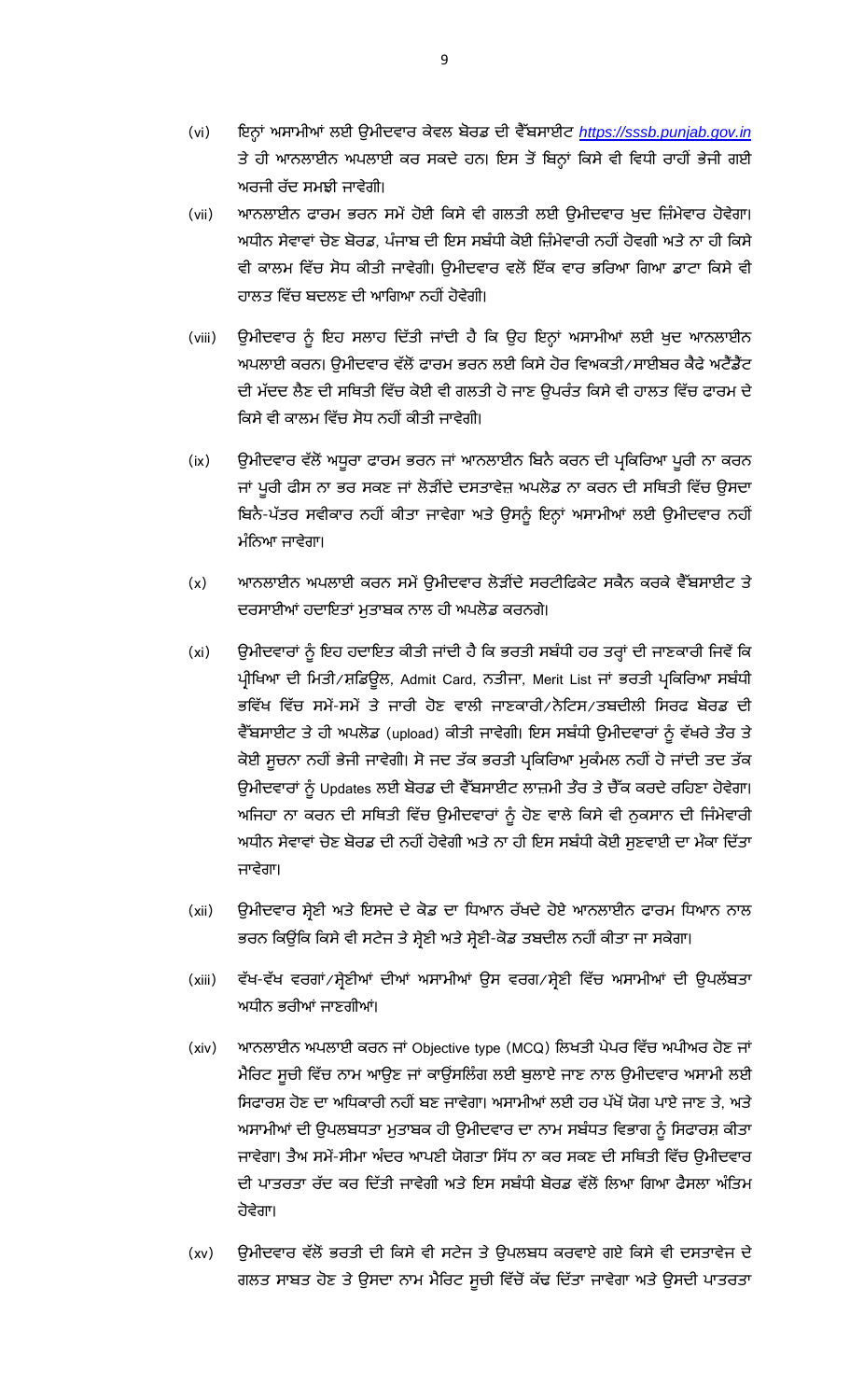(vi) ਇਨ੍ਹਾਂ ਅਸਾਮੀਆਂ ਲਈ ਉਮੀਦਵਾਰ ਕੇਵਲ ਬੋਰਡ ਦੀ ਵੈੱਬਸਾਈਟ *https://sssb.punjab.gov.in* ਤੇ ਹੀ ਆਨਲਾਈਨ ਅਪਲਾਈ ਕਰ ਸਕਦੇ ਹਨ। ਇਸ ਤੋਂ ਬਿਨ੍ਹਾਂ ਕਿਸੇ ਵੀ ਵਿਧੀ ਰਾਹੀਂ ਭੇਜੀ ਗਈ ਅਰਜੀ ਰੱਦ ਸਮਝੀ ਜਾਵੇਗੀ।

(vii) ਆਨਲਾਈਨ ਫਾਰਮ ਭਰਨ ਸਮੇਂ ਹੋਈ ਕਿਸੇ ਵੀ ਗਲਤੀ ਲਈ ਉਮੀਦਵਾਰ ਖੁਦ ਜ਼ਿੰਮੇਵਾਰ ਹੋਵੇਗਾ। ਅਧੀਨ ਸੇਵਾਵਾਂ ਚੋਣ ਬੋਰਡ, ਪੰਜਾਬ ਦੀ ਇਸ ਸਬੰਧੀ ਕੋਈ ਜ਼ਿੰਮੇਵਾਰੀ ਨਹੀਂ ਹੋਵਗੀ ਅਤੇ ਨਾ ਹੀ ਕਿਸੇ ਵੀ ਕਾਲਮ ਵਿੱਚ ਸੋਧ ਕੀਤੀ ਜਾਵੇਗੀ। ਉਮੀਦਵਾਰ ਵਲੋਂ ਇੱਕ ਵਾਰ ਭਰਿਆ ਗਿਆ ਡਾਟਾ ਕਿਸੇ ਵੀ ਹਾਲਤ ਵਿੱਚ ਬਦਲਣ ਦੀ ਆਗਿਆ ਨਹੀਂ ਹੋਵੇਗੀ।

(viii) ਉਮੀਦਵਾਰ ਨੂੰ ਇਹ ਸਲਾਹ ਦਿੱਤੀ ਜਾਂਦੀ ਹੈ ਕਿ ਉਹ ਇਨ੍ਹਾਂ ਅਸਾਮੀਆਂ ਲਈ ਖੁਦ ਆਨਲਾਈਨ ਅਪਲਾਈ ਕਰਨ। ਉਮੀਦਵਾਰ ਵੱਲੋਂ ਫਾਰਮ ਭਰਨ ਲਈ ਕਿਸੇ ਹੋਰ ਵਿਅਕਤੀ/ਸਾਈਬਰ ਕੈਫੇ ਅਟੈਂਡੈਂਟ ਦੀ ਮੱਦਦ ਲੈਣ ਦੀ ਸਥਿਤੀ ਵਿੱਚ ਕੋਈ ਵੀ ਗਲਤੀ ਹੋ ਜਾਣ ਉਪਰੰਤ ਕਿਸੇ ਵੀ ਹਾਲਤ ਵਿੱਚ ਫਾਰਮ ਦੇ ਕਿਸੇ ਵੀ ਕਾਲਮ ਵਿੱਚ ਸੋਧ ਨਹੀਂ ਕੀਤੀ ਜਾਵੇਗੀ।

(ix) ਉਮੀਦਵਾਰ ਵੱਲੋਂ ਅਧੂਰਾ ਫਾਰਮ ਭਰਨ ਜਾਂ ਆਨਲਾਈਨ ਬਿਨੈ ਕਰਨ ਦੀ ਪ੍ਰਕਿਰਿਆ ਪੂਰੀ ਨਾ ਕਰਨ ਜਾਂ ਪੂਰੀ ਫੀਸ ਨਾ ਭਰ ਸਕਣ ਜਾਂ ਲੋੜੀਂਦੇ ਦਸਤਾਵੇਜ਼ ਅਪਲੋਡ ਨਾ ਕਰਨ ਦੀ ਸਥਿਤੀ ਵਿੱਚ ਉਸਦਾ ਬਿਨੈ-ਪੱਤਰ ਸਵੀਕਾਰ ਨਹੀਂ ਕੀਤਾ ਜਾਵੇਗਾ ਅਤੇ ਉਸਨੂੰ ਇਨ੍ਹਾਂ ਅਸਾਮੀਆਂ ਲਈ ਉਮੀਦਵਾਰ ਨਹੀਂ ਮੰਨਿਆ ਜਾਵੇਗਾ।

(x) ਆਨਲਾਈਨ ਅਪਲਾਈ ਕਰਨ ਸਮੇਂ ਉਮੀਦਵਾਰ ਲੋੜੀਂਦੇ ਸਰਟੀਫਿਕੇਟ ਸਕੈਨ ਕਰਕੇ ਵੈੱਬਸਾਈਟ ਤੇ ਦਰਸਾਈਆਂ ਹਦਾਇਤਾਂ ਮੁਤਾਬਕ ਨਾਲ ਹੀ ਅਪਲੋਡ ਕਰਨਗੇ।

(xi) ਉਮੀਦਵਾਰਾਂ ਨੂੰ ਇਹ ਹਦਾਇਤ ਕੀਤੀ ਜਾਂਦੀ ਹੈ ਕਿ ਭਰਤੀ ਸਬੰਧੀ ਹਰ ਤਰ੍ਹਾਂ ਦੀ ਜਾਣਕਾਰੀ ਜਿਵੇਂ ਕਿ ਪ੍ਰੀਖਿਆ ਦੀ ਮਿਤੀ/ਸ਼ਡਿਊਲ, Admit Card, ਨਤੀਜਾ, Merit List ਜਾਂ ਭਰਤੀ ਪ੍ਰਕਿਰਿਆ ਸਬੰਧੀ ਭਵਿੱਖ ਵਿੱਚ ਸਮੇਂ-ਸਮੇਂ ਤੇ ਜਾਰੀ ਹੋਣ ਵਾਲੀ ਜਾਣਕਾਰੀ/ਨੋਟਿਸ/ਤਬਦੀਲੀ ਸਿਰਫ ਬੋਰਡ ਦੀ ਵੈੱਬਸਾਈਟ ਤੇ ਹੀ ਅਪਲੋਡ (upload) ਕੀਤੀ ਜਾਵੇਗੀ। ਇਸ ਸਬੰਧੀ ਉਮੀਦਵਾਰਾਂ ਨੂੰ ਵੱਖਰੇ ਤੌਰ ਤੇ ਕੋਈ ਸੂਚਨਾ ਨਹੀਂ ਭੇਜੀ ਜਾਵੇਗੀ। ਸੋ ਜਦ ਤੱਕ ਭਰਤੀ ਪ੍ਰਕਿਰਿਆ ਮੁਕੰਮਲ ਨਹੀਂ ਹੋ ਜਾਂਦੀ ਤਦ ਤੱਕ ਉਮੀਦਵਾਰਾਂ ਨੂੰ Updates ਲਈ ਬੋਰਡ ਦੀ ਵੈੱਬਸਾਈਟ ਲਾਜ਼ਮੀ ਤੌਰ ਤੇ ਚੈੱਕ ਕਰਦੇ ਰਹਿਣਾ ਹੋਵੇਗਾ। ਅਜਿਹਾ ਨਾ ਕਰਨ ਦੀ ਸਥਿਤੀ ਵਿੱਚ ਉਮੀਦਵਾਰਾਂ ਨੂੰ ਹੋਣ ਵਾਲੇ ਕਿਸੇ ਵੀ ਨੁਕਸਾਨ ਦੀ ਜਿੰਮੇਵਾਰੀ ਅਧੀਨ ਸੇਵਾਵਾਂ ਚੋਣ ਬੋਰਡ ਦੀ ਨਹੀਂ ਹੋਵੇਗੀ ਅਤੇ ਨਾ ਹੀ ਇਸ ਸਬੰਧੀ ਕੋਈ ਸੁਣਵਾਈ ਦਾ ਮੌਕਾ ਦਿੱਤਾ ਜਾਵੇਗਾ।

(xii) ਉਮੀਦਵਾਰ ਸ੍ਰੇਣੀ ਅਤੇ ਇਸਦੇ ਦੇ ਕੋਡ ਦਾ ਧਿਆਨ ਰੱਖਦੇ ਹੋਏ ਆਨਲਾਈਨ ਫਾਰਮ ਧਿਆਨ ਨਾਲ ਭਰਨ ਕਿਉਂਕਿ ਕਿਸੇ ਵੀ ਸਟੇਜ ਤੇ ਸ੍ਰੇਣੀ ਅਤੇ ਸ੍ਰੇਣੀ-ਕੋਡ ਤਬਦੀਲ ਨਹੀਂ ਕੀਤਾ ਜਾ ਸਕੇਗਾ।

(xiii) ਵੱਖ-ਵੱਖ ਵਰਗਾਂ/ਸ੍ਰੇਣੀਆਂ ਦੀਆਂ ਅਸਾਮੀਆਂ ਉਸ ਵਰਗ/ਸ੍ਰੇਣੀ ਵਿੱਚ ਅਸਾਮੀਆਂ ਦੀ ਉਪਲੱਬਤਾ ਅਧੀਨ ਭਰੀਆਂ ਜਾਣਗੀਆਂ।

(xiv) ਆਨਲਾਈਨ ਅਪਲਾਈ ਕਰਨ ਜਾਂ Objective type (MCQ) ਲਿਖਤੀ ਪੇਪਰ ਵਿੱਚ ਅਪੀਅਰ ਹੋਣ ਜਾਂ ਮੈਰਿਟ ਸੂਚੀ ਵਿੱਚ ਨਾਮ ਆਉਣ ਜਾਂ ਕਾਊਂਸਲਿੰਗ ਲਈ ਬੁਲਾਏ ਜਾਣ ਨਾਲ ਉਮੀਦਵਾਰ ਅਸਾਮੀ ਲਈ ਸਿਫਾਰਸ਼ ਹੋਣ ਦਾ ਅਧਿਕਾਰੀ ਨਹੀਂ ਬਣ ਜਾਵੇਗਾ। ਅਸਾਮੀਆਂ ਲਈ ਹਰ ਪੱਖੋਂ ਯੋਗ ਪਾਏ ਜਾਣ ਤੇ, ਅਤੇ ਅਸਾਮੀਆਂ ਦੀ ਉਪਲਬਧਤਾ ਮੁਤਾਬਕ ਹੀ ਉਮੀਦਵਾਰ ਦਾ ਨਾਮ ਸਬੰਧਤ ਵਿਭਾਗ ਨੂੰ ਸਿਫਾਰਸ਼ ਕੀਤਾ ਜਾਵੇਗਾ। ਤੈਅ ਸਮੇਂ-ਸੀਮਾ ਅੰਦਰ ਆਪਣੀ ਯੋਗਤਾ ਸਿੱਧ ਨਾ ਕਰ ਸਕਣ ਦੀ ਸਥਿਤੀ ਵਿੱਚ ਉਮੀਦਵਾਰ ਦੀ ਪਾਤਰਤਾ ਰੱਦ ਕਰ ਦਿੱਤੀ ਜਾਵੇਗੀ ਅਤੇ ਇਸ ਸਬੰਧੀ ਬੋਰਡ ਵੱਲੋਂ ਲਿਆ ਗਿਆ ਫੈਸਲਾ ਅੰਤਿਮ ਹੋਵੇਗਾ।

(xv) ਉਮੀਦਵਾਰ ਵੱਲੋਂ ਭਰਤੀ ਦੀ ਕਿਸੇ ਵੀ ਸਟੇਜ ਤੇ ਉਪਲਬਧ ਕਰਵਾਏ ਗਏ ਕਿਸੇ ਵੀ ਦਸਤਾਵੇਜ ਦੇ ਗਲਤ ਸਾਬਤ ਹੋਣ ਤੇ ਉਸਦਾ ਨਾਮ ਮੈਰਿਟ ਸੂਚੀ ਵਿੱਚੋਂ ਕੱਢ ਦਿੱਤਾ ਜਾਵੇਗਾ ਅਤੇ ਉਸਦੀ ਪਾਤਰਤਾ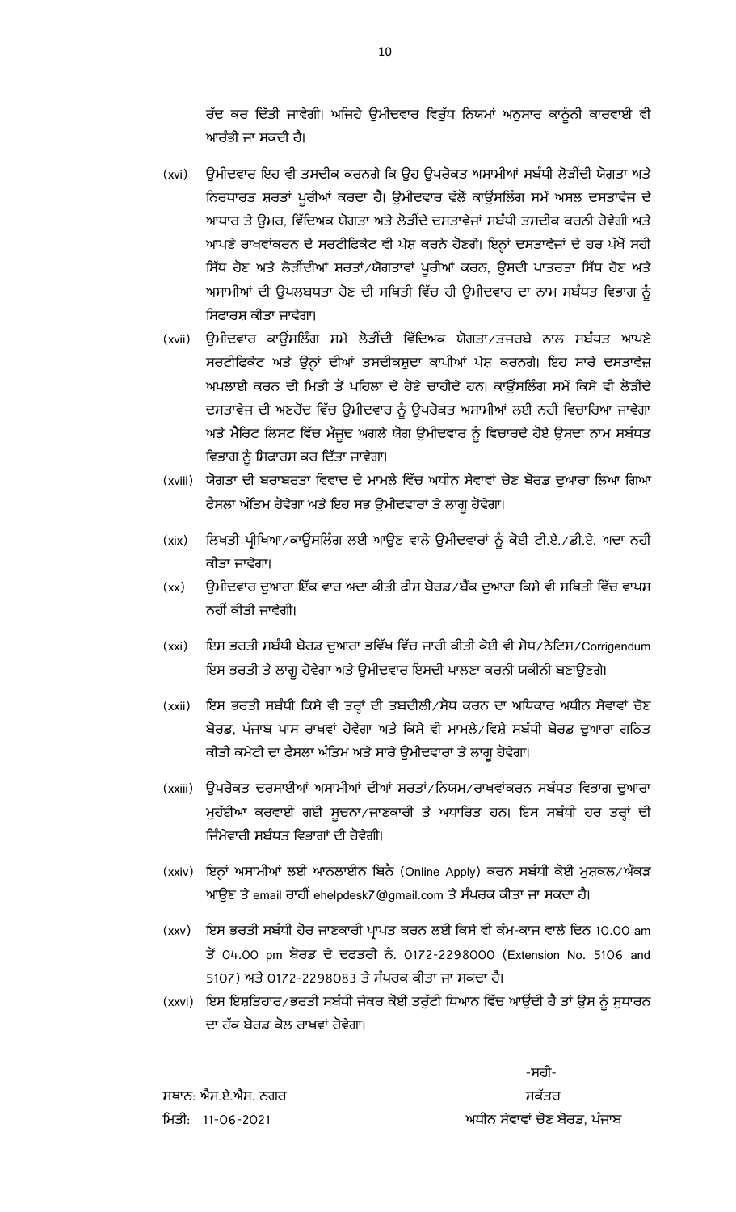ਰੱਦ ਕਰ ਦਿੱਤੀ ਜਾਵੇਗੀ। ਅਜਿਹੇ ਉਮੀਦਵਾਰ ਵਿਰੁੱਧ ਨਿਯਮਾਂ ਅਨੁਸਾਰ ਕਾਨੂੰਨੀ ਕਾਰਵਾਈ ਵੀ ਆਰੰਭੀ ਜਾ ਸਕਦੀ ਹੈ।

(xvi) ਉਮੀਦਵਾਰ ਇਹ ਵੀ ਤਸਦੀਕ ਕਰਨਗੇ ਕਿ ਉਹ ਉਪਰੋਕਤ ਅਸਾਮੀਆਂ ਸਬੰਧੀ ਲੋੜੀਂਦੀ ਯੋਗਤਾ ਅਤੇ ਨਿਰਧਾਰਤ ਸ਼ਰਤਾਂ ਪੂਰੀਆਂ ਕਰਦਾ ਹੈ। ਉਮੀਦਵਾਰ ਵੱਲੋਂ ਕਾਉਂਸਲਿੰਗ ਸਮੇਂ ਅਸਲ ਦਸਤਾਵੇਜ ਦੇ ਆਧਾਰ ਤੇ ਉਮਰ, ਵਿੱਦਿਅਕ ਯੋਗਤਾ ਅਤੇ ਲੋੜੀਂਦੇ ਦਸਤਾਵੇਜਾਂ ਸਬੰਧੀ ਤਸਦੀਕ ਕਰਨੀ ਹੋਵੇਗੀ ਅਤੇ ਆਪਣੇ ਰਾਖਵਾਂਕਰਨ ਦੇ ਸਰਟੀਫਿਕੇਟ ਵੀ ਪੇਸ਼ ਕਰਨੇ ਹੋਣਗੇ। ਇਨ੍ਹਾਂ ਦਸਤਾਵੇਜਾਂ ਦੇ ਹਰ ਪੱਖੋਂ ਸਹੀ ਸਿੱਧ ਹੋਣ ਅਤੇ ਲੋੜੀਂਦੀਆਂ ਸ਼ਰਤਾਂ/ਯੋਗਤਾਵਾਂ ਪੂਰੀਆਂ ਕਰਨ, ਉਸਦੀ ਪਾਤਰਤਾ ਸਿੱਧ ਹੋਣ ਅਤੇ ਅਸਾਮੀਆਂ ਦੀ ਉਪਲਬਧਤਾ ਹੋਣ ਦੀ ਸਥਿਤੀ ਵਿੱਚ ਹੀ ਉਮੀਦਵਾਰ ਦਾ ਨਾਮ ਸਬੰਧਤ ਵਿਭਾਗ ਨੂੰ ਸਿਫਾਰਸ਼ ਕੀਤਾ ਜਾਵੇਗਾ।

(xvii) ਉਮੀਦਵਾਰ ਕਾਉਂਸਲਿੰਗ ਸਮੇਂ ਲੋੜੀਂਦੀ ਵਿੱਦਿਅਕ ਯੋਗਤਾ/ਤਜਰਬੇ ਨਾਲ ਸਬੰਧਤ ਆਪਣੇ ਸਰਟੀਫਿਕੇਟ ਅਤੇ ਉਨ੍ਹਾਂ ਦੀਆਂ ਤਸਦੀਕਸ਼ੁਦਾ ਕਾਪੀਆਂ ਪੇਸ਼ ਕਰਨਗੇ। ਇਹ ਸਾਰੇ ਦਸਤਾਵੇਜ਼ ਅਪਲਾਈ ਕਰਨ ਦੀ ਮਿਤੀ ਤੋਂ ਪਹਿਲਾਂ ਦੇ ਹੋਣੇ ਚਾਹੀਦੇ ਹਨ। ਕਾਉਂਸਲਿੰਗ ਸਮੇਂ ਕਿਸੇ ਵੀ ਲੋੜੀਂਦੇ ਦਸਤਾਵੇਜ ਦੀ ਅਣਹੋਂਦ ਵਿੱਚ ਉਮੀਦਵਾਰ ਨੂੰ ਉਪਰੋਕਤ ਅਸਾਮੀਆਂ ਲਈ ਨਹੀਂ ਵਿਚਾਰਿਆ ਜਾਵੇਗਾ ਅਤੇ ਮੈਰਿਟ ਲਿਸਟ ਵਿੱਚ ਮੌਜੂਦ ਅਗਲੇ ਯੋਗ ਉਮੀਦਵਾਰ ਨੂੰ ਵਿਚਾਰਦੇ ਹੋਏ ਉਸਦਾ ਨਾਮ ਸਬੰਧਤ ਵਿਭਾਗ ਨੂੰ ਸਿਫਾਰਸ਼ ਕਰ ਦਿੱਤਾ ਜਾਵੇਗਾ।

(xviii) ਯੋਗਤਾ ਦੀ ਬਰਾਬਰਤਾ ਵਿਵਾਦ ਦੇ ਮਾਮਲੇ ਵਿੱਚ ਅਧੀਨ ਸੇਵਾਵਾਂ ਚੋਣ ਬੋਰਡ ਦੁਆਰਾ ਲਿਆ ਗਿਆ ਫੈਸਲਾ ਅੰਤਿਮ ਹੋਵੇਗਾ ਅਤੇ ਇਹ ਸਭ ਉਮੀਦਵਾਰਾਂ ਤੇ ਲਾਗੂ ਹੋਵੇਗਾ।

(xix) ਲਿਖਤੀ ਪ੍ਰੀਖਿਆ/ਕਾਉਂਸਲਿੰਗ ਲਈ ਆਉਣ ਵਾਲੇ ਉਮੀਦਵਾਰਾਂ ਨੂੰ ਕੋਈ ਟੀ.ਏ./ਡੀ.ਏ. ਅਦਾ ਨਹੀਂ ਕੀਤਾ ਜਾਵੇਗਾ।

(xx) ਉਮੀਦਵਾਰ ਦੁਆਰਾ ਇੱਕ ਵਾਰ ਅਦਾ ਕੀਤੀ ਫੀਸ ਬੋਰਡ/ਬੈਂਕ ਦੁਆਰਾ ਕਿਸੇ ਵੀ ਸਥਿਤੀ ਵਿੱਚ ਵਾਪਸ ਨਹੀਂ ਕੀਤੀ ਜਾਵੇਗੀ।

(xxi) ਇਸ ਭਰਤੀ ਸਬੰਧੀ ਬੋਰਡ ਦੁਆਰਾ ਭਵਿੱਖ ਵਿੱਚ ਜਾਰੀ ਕੀਤੀ ਕੋਈ ਵੀ ਸੋਧ/ਨੋਟਿਸ/Corrigendum ਇਸ ਭਰਤੀ ਤੇ ਲਾਗੂ ਹੋਵੇਗਾ ਅਤੇ ਉਮੀਦਵਾਰ ਇਸਦੀ ਪਾਲਣਾ ਕਰਨੀ ਯਕੀਨੀ ਬਣਾਉਣਗੇ।

(xxii) ਇਸ ਭਰਤੀ ਸਬੰਧੀ ਕਿਸੇ ਵੀ ਤਰ੍ਹਾਂ ਦੀ ਤਬਦੀਲੀ/ਸੋਧ ਕਰਨ ਦਾ ਅਧਿਕਾਰ ਅਧੀਨ ਸੇਵਾਵਾਂ ਚੋਣ ਬੋਰਡ, ਪੰਜਾਬ ਪਾਸ ਰਾਖਵਾਂ ਹੋਵੇਗਾ ਅਤੇ ਕਿਸੇ ਵੀ ਮਾਮਲੇ/ਵਿਸ਼ੇ ਸਬੰਧੀ ਬੋਰਡ ਦੁਆਰਾ ਗਠਿਤ ਕੀਤੀ ਕਮੇਟੀ ਦਾ ਫੈਸਲਾ ਅੰਤਿਮ ਅਤੇ ਸਾਰੇ ਉਮੀਦਵਾਰਾਂ ਤੇ ਲਾਗੂ ਹੋਵੇਗਾ।

(xxiii) ਉਪਰੋਕਤ ਦਰਸਾਈਆਂ ਅਸਾਮੀਆਂ ਦੀਆਂ ਸ਼ਰਤਾਂ/ਨਿਯਮ/ਰਾਖਵਾਂਕਰਨ ਸਬੰਧਤ ਵਿਭਾਗ ਦੁਆਰਾ ਮੁਹੱਈਆ ਕਰਵਾਈ ਗਈ ਸੂਚਨਾ/ਜਾਣਕਾਰੀ ਤੇ ਅਧਾਰਿਤ ਹਨ। ਇਸ ਸਬੰਧੀ ਹਰ ਤਰ੍ਹਾਂ ਦੀ ਜਿੰਮੇਵਾਰੀ ਸਬੰਧਤ ਵਿਭਾਗਾਂ ਦੀ ਹੋਵੇਗੀ।

(xxiv) ਇਨ੍ਹਾਂ ਅਸਾਮੀਆਂ ਲਈ ਆਨਲਾਈਨ ਬਿਨੈ (Online Apply) ਕਰਨ ਸਬੰਧੀ ਕੋਈ ਮੁਸ਼ਕਲ/ਔਕੜ ਆਉਣ ਤੇ email ਰਾਹੀਂ ehelpdesk7@gmail.com ਤੇ ਸੰਪਰਕ ਕੀਤਾ ਜਾ ਸਕਦਾ ਹੈ।

(xxv) ਇਸ ਭਰਤੀ ਸਬੰਧੀ ਹੋਰ ਜਾਣਕਾਰੀ ਪ੍ਰਾਪਤ ਕਰਨ ਲਈ ਕਿਸੇ ਵੀ ਕੰਮ-ਕਾਜ ਵਾਲੇ ਦਿਨ 10.00 am ਤੋਂ 04.00 pm ਬੋਰਡ ਦੇ ਦਫਤਰੀ ਨੰ. 0172-2298000 (Extension No. 5106 and 5107) ਅਤੇ 0172-2298083 ਤੇ ਸੰਪਰਕ ਕੀਤਾ ਜਾ ਸਕਦਾ ਹੈ।

(xxvi) ਇਸ ਇਸ਼ਤਿਹਾਰ/ਭਰਤੀ ਸਬੰਧੀ ਜੇਕਰ ਕੋਈ ਤਰੁੱਟੀ ਧਿਆਨ ਵਿੱਚ ਆਉਂਦੀ ਹੈ ਤਾਂ ਉਸ ਨੂੰ ਸੁਧਾਰਨ ਦਾ ਹੱਕ ਬੋਰਡ ਕੋਲ ਰਾਖਵਾਂ ਹੋਵੇਗਾ।

-ਸਹੀ-

ਸਕੱਤਰ

ਅਧੀਨ ਸੇਵਾਵਾਂ ਚੋਣ ਬੋਰਡ, ਪੰਜਾਬ

ਸਥਾਨ: ਐਸ.ਏ.ਐਸ. ਨਗਰ

ਮਿਤੀ: 11-06-2021